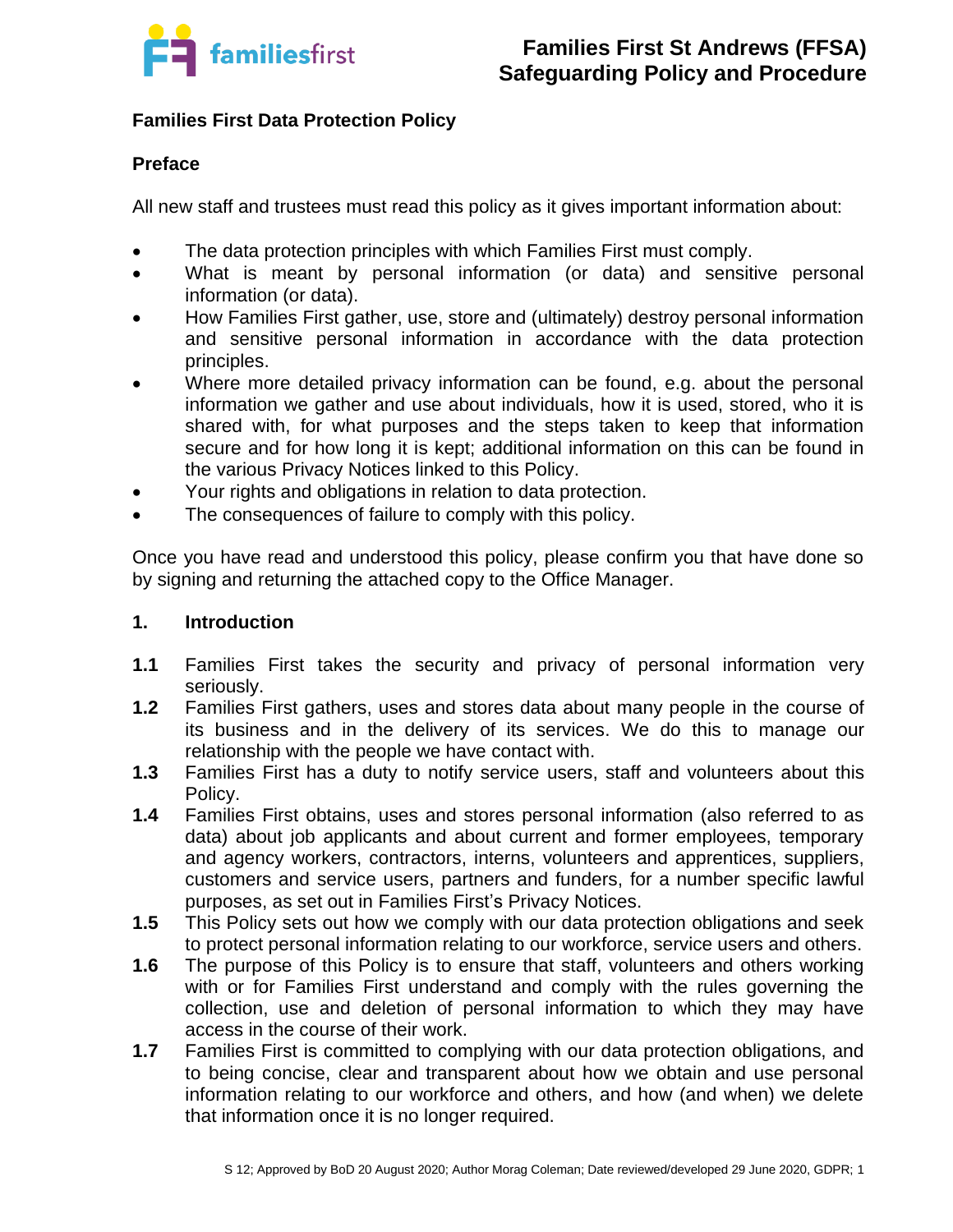## Families First Data Protection Policy

### Preface

All new staff and trustees must read this policy as it gives important information about:

- The data protection principles with which Families First must comply.
- What is meant by personal information (or data) and sensitive personal information (or data).
- How Families First gather, use, store and (ultimately) destroy personal information and sensitive personal information in accordance with the data protection principles.
- Where more detailed privacy information can be found, e.g. about the personal information we gather and use about individuals, how it is used, stored, who it is shared with, for what purposes and the steps taken to keep that information secure and for how long it is kept; additional information on this can be found in the various Privacy Notices linked to this Policy.
- Your rights and obligations in relation to data protection.
- The consequences of failure to comply with this policy.

Once you have read and understood this policy, please confirm you that have done so by signing and returning the attached copy to the Office Manager.

### 1. Introduction

**1.1** Families First takes the security and privacy of personal information very seriously.

**1.2** Families First gathers, uses and stores data about many people in the course of its business and in the delivery of its services. We do this to manage our relationship with the people we have contact with.

**1.3** Families First has a duty to notify service users, staff and volunteers about this Policy.

**1.4** Families First obtains, uses and stores personal information (also referred to as data) about job applicants and about current and former employees, temporary and agency workers, contractors, interns, volunteers and apprentices, suppliers, customers and service users, partners and funders, for a number specific lawful purposes, as set out in Families First's Privacy Notices.

**1.5** This Policy sets out how we comply with our data protection obligations and seek to protect personal information relating to our workforce, service users and others.

**1.6** The purpose of this Policy is to ensure that staff, volunteers and others working with or for Families First understand and comply with the rules governing the collection, use and deletion of personal information to which they may have access in the course of their work.

**1.7** Families First is committed to complying with our data protection obligations, and to being concise, clear and transparent about how we obtain and use personal information relating to our workforce and others, and how (and when) we delete that information once it is no longer required.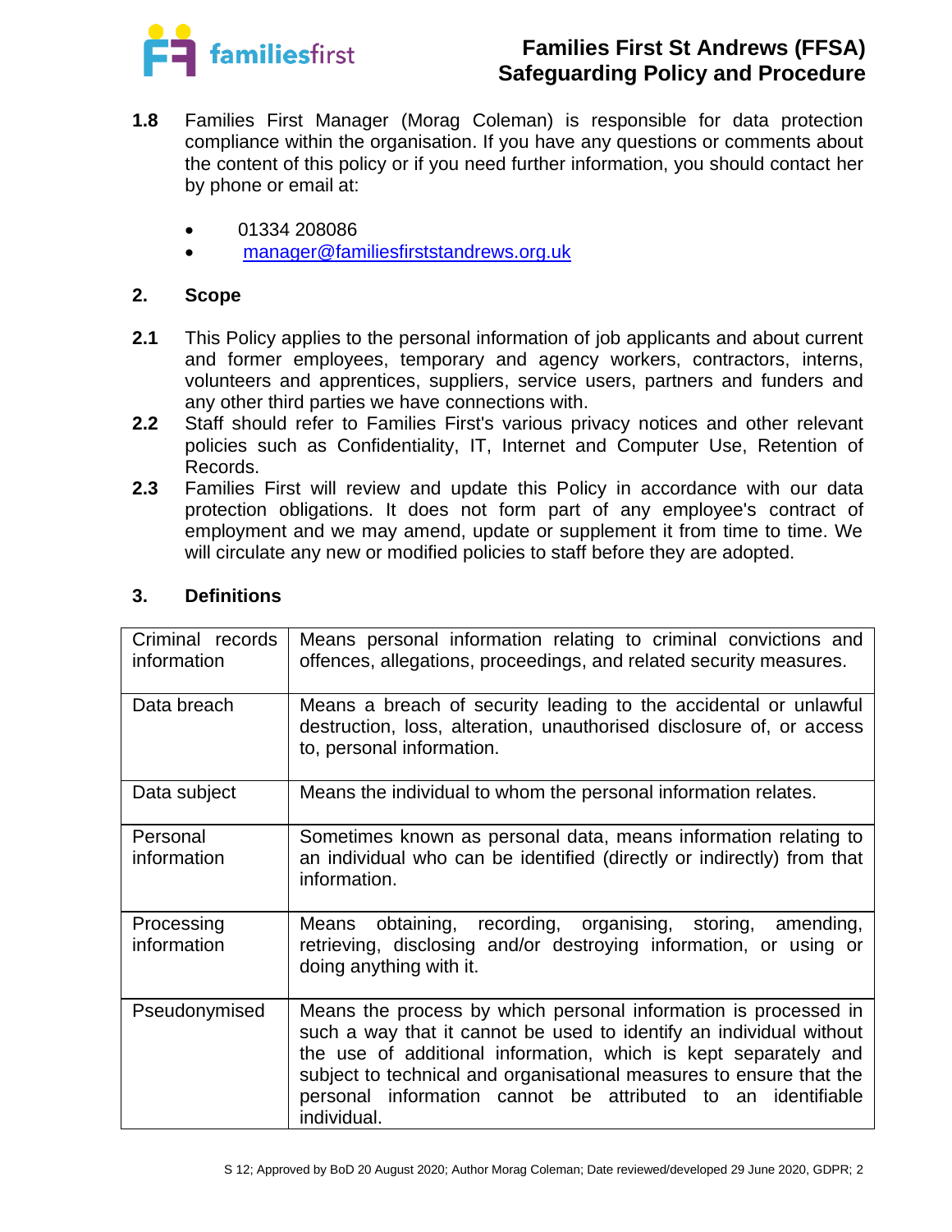**1.8** Families First Manager (Morag Coleman) is responsible for data protection compliance within the organisation. If you have any questions or comments about the content of this policy or if you need further information, you should contact her by phone or email at:

- 01334 208086
- manager@familiesfirststandrews.org.uk

## 2. Scope

**2.1** This Policy applies to the personal information of job applicants and about current and former employees, temporary and agency workers, contractors, interns, volunteers and apprentices, suppliers, service users, partners and funders and any other third parties we have connections with.

**2.2** Staff should refer to Families First's various privacy notices and other relevant policies such as Confidentiality, IT, Internet and Computer Use, Retention of Records.

**2.3** Families First will review and update this Policy in accordance with our data protection obligations. It does not form part of any employee's contract of employment and we may amend, update or supplement it from time to time. We will circulate any new or modified policies to staff before they are adopted.

## 3. Definitions

| | |
|---|---|
| Criminal records information | Means personal information relating to criminal convictions and offences, allegations, proceedings, and related security measures. |
| Data breach | Means a breach of security leading to the accidental or unlawful destruction, loss, alteration, unauthorised disclosure of, or access to, personal information. |
| Data subject | Means the individual to whom the personal information relates. |
| Personal information | Sometimes known as personal data, means information relating to an individual who can be identified (directly or indirectly) from that information. |
| Processing information | Means obtaining, recording, organising, storing, amending, retrieving, disclosing and/or destroying information, or using or doing anything with it. |
| Pseudonymised | Means the process by which personal information is processed in such a way that it cannot be used to identify an individual without the use of additional information, which is kept separately and subject to technical and organisational measures to ensure that the personal information cannot be attributed to an identifiable individual. |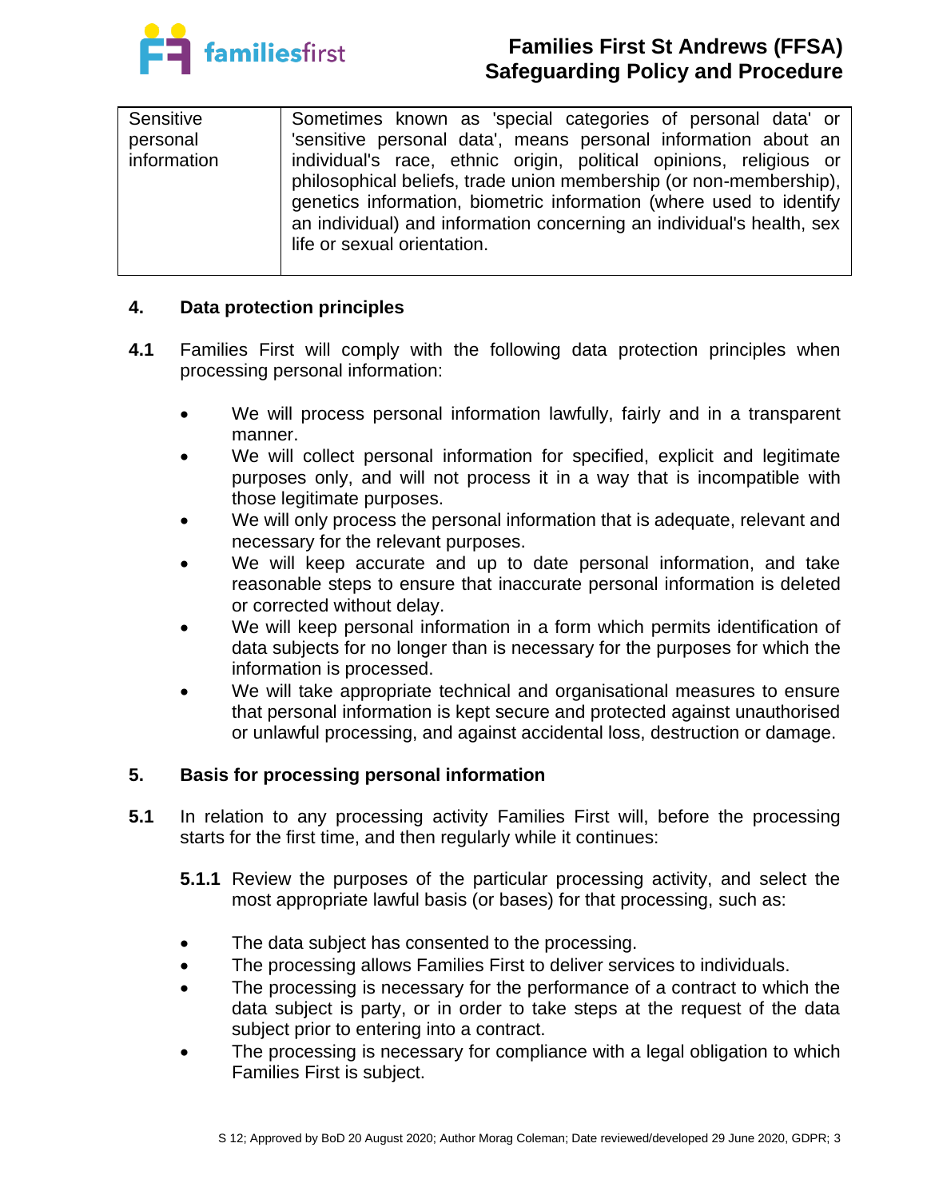| Sensitive personal information | Sometimes known as 'special categories of personal data' or 'sensitive personal data', means personal information about an individual's race, ethnic origin, political opinions, religious or philosophical beliefs, trade union membership (or non-membership), genetics information, biometric information (where used to identify an individual) and information concerning an individual's health, sex life or sexual orientation. |
|---|---|

## 4. Data protection principles

**4.1** Families First will comply with the following data protection principles when processing personal information:

- We will process personal information lawfully, fairly and in a transparent manner.
- We will collect personal information for specified, explicit and legitimate purposes only, and will not process it in a way that is incompatible with those legitimate purposes.
- We will only process the personal information that is adequate, relevant and necessary for the relevant purposes.
- We will keep accurate and up to date personal information, and take reasonable steps to ensure that inaccurate personal information is deleted or corrected without delay.
- We will keep personal information in a form which permits identification of data subjects for no longer than is necessary for the purposes for which the information is processed.
- We will take appropriate technical and organisational measures to ensure that personal information is kept secure and protected against unauthorised or unlawful processing, and against accidental loss, destruction or damage.

## 5. Basis for processing personal information

**5.1** In relation to any processing activity Families First will, before the processing starts for the first time, and then regularly while it continues:

**5.1.1** Review the purposes of the particular processing activity, and select the most appropriate lawful basis (or bases) for that processing, such as:

- The data subject has consented to the processing.
- The processing allows Families First to deliver services to individuals.
- The processing is necessary for the performance of a contract to which the data subject is party, or in order to take steps at the request of the data subject prior to entering into a contract.
- The processing is necessary for compliance with a legal obligation to which Families First is subject.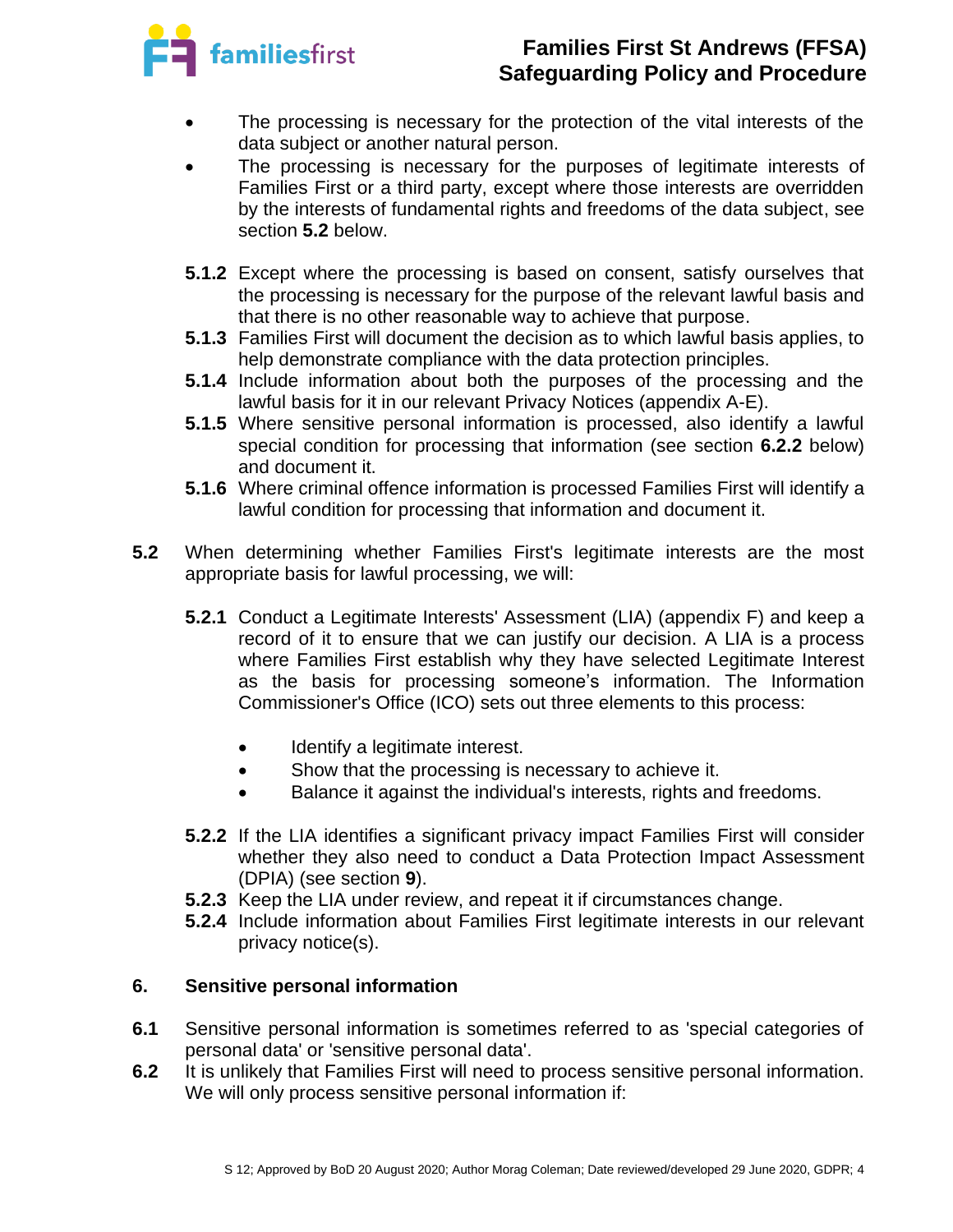- The processing is necessary for the protection of the vital interests of the data subject or another natural person.
- The processing is necessary for the purposes of legitimate interests of Families First or a third party, except where those interests are overridden by the interests of fundamental rights and freedoms of the data subject, see section **5.2** below.

**5.1.2** Except where the processing is based on consent, satisfy ourselves that the processing is necessary for the purpose of the relevant lawful basis and that there is no other reasonable way to achieve that purpose.

**5.1.3** Families First will document the decision as to which lawful basis applies, to help demonstrate compliance with the data protection principles.

**5.1.4** Include information about both the purposes of the processing and the lawful basis for it in our relevant Privacy Notices (appendix A-E).

**5.1.5** Where sensitive personal information is processed, also identify a lawful special condition for processing that information (see section **6.2.2** below) and document it.

**5.1.6** Where criminal offence information is processed Families First will identify a lawful condition for processing that information and document it.

**5.2** When determining whether Families First's legitimate interests are the most appropriate basis for lawful processing, we will:

**5.2.1** Conduct a Legitimate Interests' Assessment (LIA) (appendix F) and keep a record of it to ensure that we can justify our decision. A LIA is a process where Families First establish why they have selected Legitimate Interest as the basis for processing someone's information. The Information Commissioner's Office (ICO) sets out three elements to this process:

- Identify a legitimate interest.
- Show that the processing is necessary to achieve it.
- Balance it against the individual's interests, rights and freedoms.

**5.2.2** If the LIA identifies a significant privacy impact Families First will consider whether they also need to conduct a Data Protection Impact Assessment (DPIA) (see section **9**).

**5.2.3** Keep the LIA under review, and repeat it if circumstances change.

**5.2.4** Include information about Families First legitimate interests in our relevant privacy notice(s).

## 6. Sensitive personal information

**6.1** Sensitive personal information is sometimes referred to as 'special categories of personal data' or 'sensitive personal data'.

**6.2** It is unlikely that Families First will need to process sensitive personal information. We will only process sensitive personal information if: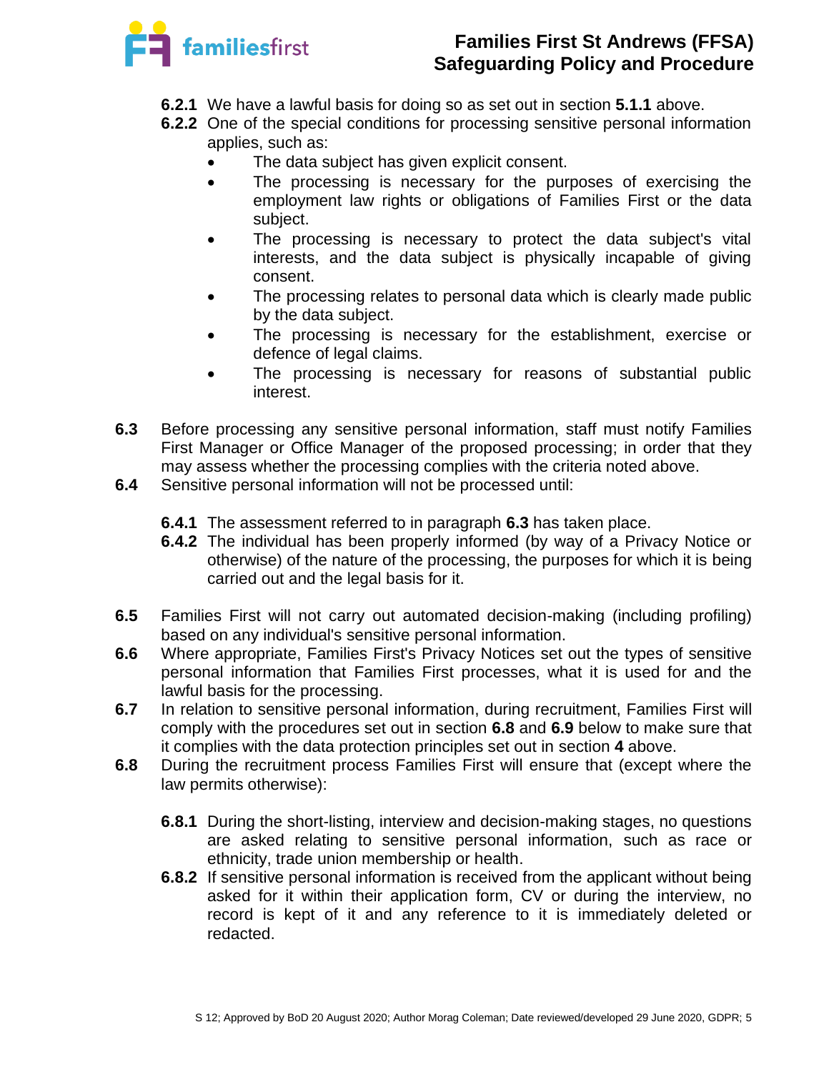**6.2.1** We have a lawful basis for doing so as set out in section **5.1.1** above.

**6.2.2** One of the special conditions for processing sensitive personal information applies, such as:

- The data subject has given explicit consent.
- The processing is necessary for the purposes of exercising the employment law rights or obligations of Families First or the data subject.
- The processing is necessary to protect the data subject's vital interests, and the data subject is physically incapable of giving consent.
- The processing relates to personal data which is clearly made public by the data subject.
- The processing is necessary for the establishment, exercise or defence of legal claims.
- The processing is necessary for reasons of substantial public interest.

**6.3** Before processing any sensitive personal information, staff must notify Families First Manager or Office Manager of the proposed processing; in order that they may assess whether the processing complies with the criteria noted above.

**6.4** Sensitive personal information will not be processed until:

**6.4.1** The assessment referred to in paragraph **6.3** has taken place.

**6.4.2** The individual has been properly informed (by way of a Privacy Notice or otherwise) of the nature of the processing, the purposes for which it is being carried out and the legal basis for it.

**6.5** Families First will not carry out automated decision-making (including profiling) based on any individual's sensitive personal information.

**6.6** Where appropriate, Families First's Privacy Notices set out the types of sensitive personal information that Families First processes, what it is used for and the lawful basis for the processing.

**6.7** In relation to sensitive personal information, during recruitment, Families First will comply with the procedures set out in section **6.8** and **6.9** below to make sure that it complies with the data protection principles set out in section **4** above.

**6.8** During the recruitment process Families First will ensure that (except where the law permits otherwise):

**6.8.1** During the short-listing, interview and decision-making stages, no questions are asked relating to sensitive personal information, such as race or ethnicity, trade union membership or health.

**6.8.2** If sensitive personal information is received from the applicant without being asked for it within their application form, CV or during the interview, no record is kept of it and any reference to it is immediately deleted or redacted.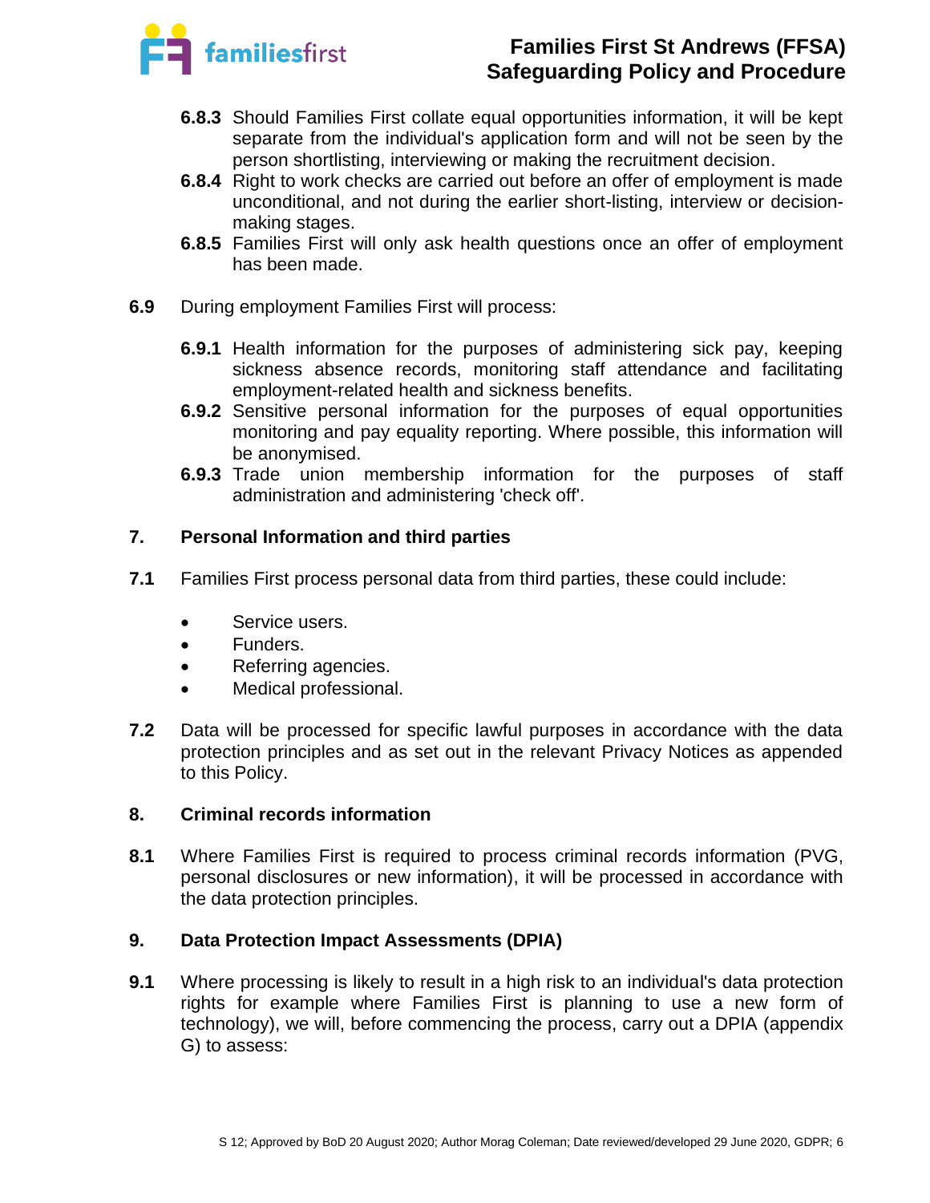**6.8.3** Should Families First collate equal opportunities information, it will be kept separate from the individual's application form and will not be seen by the person shortlisting, interviewing or making the recruitment decision.

**6.8.4** Right to work checks are carried out before an offer of employment is made unconditional, and not during the earlier short-listing, interview or decision-making stages.

**6.8.5** Families First will only ask health questions once an offer of employment has been made.

**6.9** During employment Families First will process:

**6.9.1** Health information for the purposes of administering sick pay, keeping sickness absence records, monitoring staff attendance and facilitating employment-related health and sickness benefits.

**6.9.2** Sensitive personal information for the purposes of equal opportunities monitoring and pay equality reporting. Where possible, this information will be anonymised.

**6.9.3** Trade union membership information for the purposes of staff administration and administering 'check off'.

## 7. Personal Information and third parties

**7.1** Families First process personal data from third parties, these could include:

- Service users.
- Funders.
- Referring agencies.
- Medical professional.

**7.2** Data will be processed for specific lawful purposes in accordance with the data protection principles and as set out in the relevant Privacy Notices as appended to this Policy.

## 8. Criminal records information

**8.1** Where Families First is required to process criminal records information (PVG, personal disclosures or new information), it will be processed in accordance with the data protection principles.

## 9. Data Protection Impact Assessments (DPIA)

**9.1** Where processing is likely to result in a high risk to an individual's data protection rights for example where Families First is planning to use a new form of technology), we will, before commencing the process, carry out a DPIA (appendix G) to assess: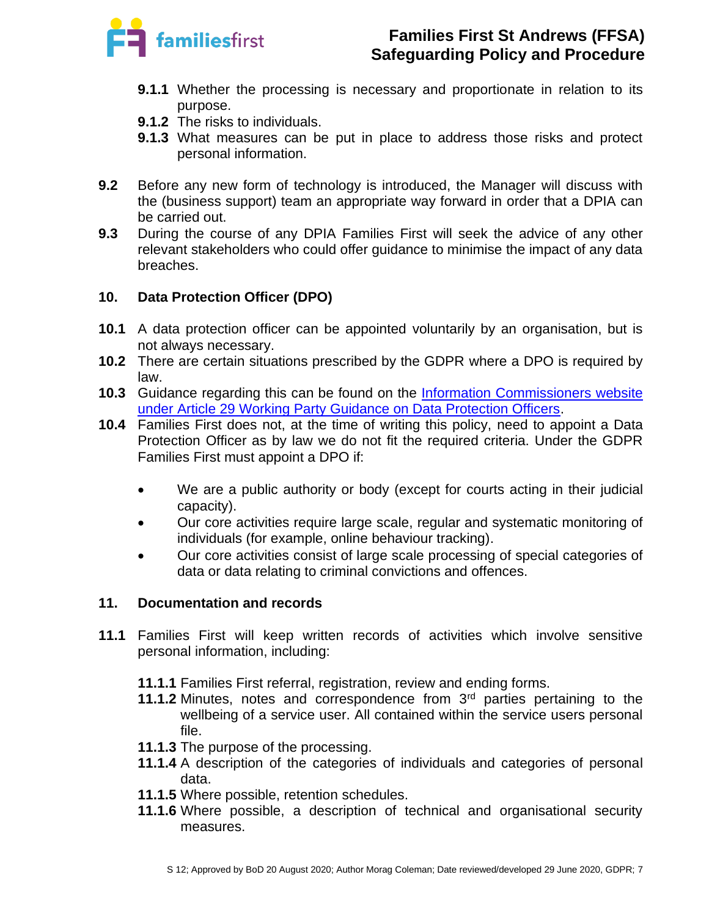**9.1.1** Whether the processing is necessary and proportionate in relation to its purpose.
**9.1.2** The risks to individuals.
**9.1.3** What measures can be put in place to address those risks and protect personal information.

**9.2** Before any new form of technology is introduced, the Manager will discuss with the (business support) team an appropriate way forward in order that a DPIA can be carried out.
**9.3** During the course of any DPIA Families First will seek the advice of any other relevant stakeholders who could offer guidance to minimise the impact of any data breaches.

## 10. Data Protection Officer (DPO)

**10.1** A data protection officer can be appointed voluntarily by an organisation, but is not always necessary.
**10.2** There are certain situations prescribed by the GDPR where a DPO is required by law.
**10.3** Guidance regarding this can be found on the [Information Commissioners website under Article 29 Working Party Guidance on Data Protection Officers](#).
**10.4** Families First does not, at the time of writing this policy, need to appoint a Data Protection Officer as by law we do not fit the required criteria. Under the GDPR Families First must appoint a DPO if:

- We are a public authority or body (except for courts acting in their judicial capacity).
- Our core activities require large scale, regular and systematic monitoring of individuals (for example, online behaviour tracking).
- Our core activities consist of large scale processing of special categories of data or data relating to criminal convictions and offences.

## 11. Documentation and records

**11.1** Families First will keep written records of activities which involve sensitive personal information, including:

**11.1.1** Families First referral, registration, review and ending forms.
**11.1.2** Minutes, notes and correspondence from 3rd parties pertaining to the wellbeing of a service user. All contained within the service users personal file.
**11.1.3** The purpose of the processing.
**11.1.4** A description of the categories of individuals and categories of personal data.
**11.1.5** Where possible, retention schedules.
**11.1.6** Where possible, a description of technical and organisational security measures.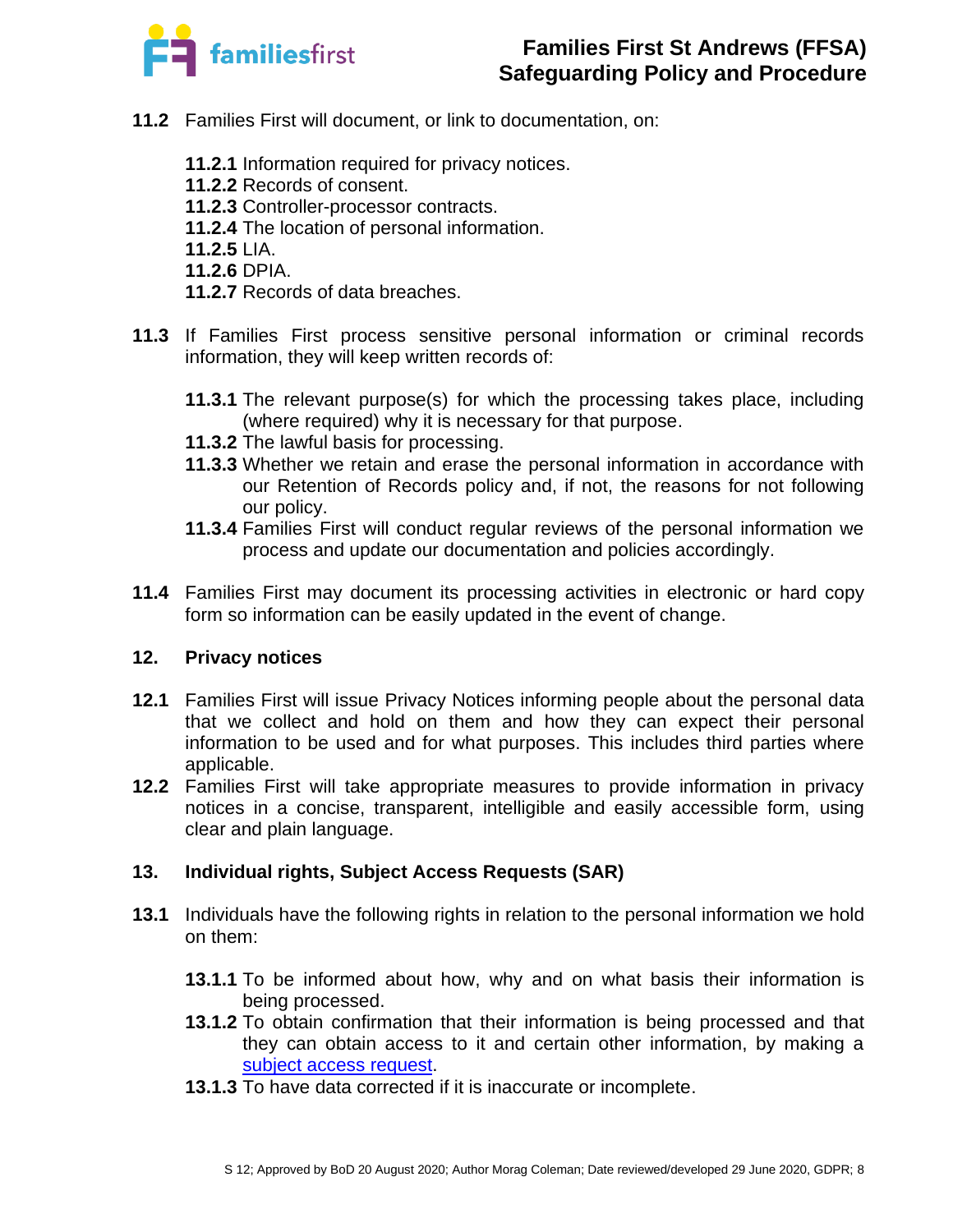**11.2** Families First will document, or link to documentation, on:

- **11.2.1** Information required for privacy notices.
- **11.2.2** Records of consent.
- **11.2.3** Controller-processor contracts.
- **11.2.4** The location of personal information.
- **11.2.5** LIA.
- **11.2.6** DPIA.
- **11.2.7** Records of data breaches.

**11.3** If Families First process sensitive personal information or criminal records information, they will keep written records of:

- **11.3.1** The relevant purpose(s) for which the processing takes place, including (where required) why it is necessary for that purpose.
- **11.3.2** The lawful basis for processing.
- **11.3.3** Whether we retain and erase the personal information in accordance with our Retention of Records policy and, if not, the reasons for not following our policy.
- **11.3.4** Families First will conduct regular reviews of the personal information we process and update our documentation and policies accordingly.

**11.4** Families First may document its processing activities in electronic or hard copy form so information can be easily updated in the event of change.

## 12. Privacy notices

**12.1** Families First will issue Privacy Notices informing people about the personal data that we collect and hold on them and how they can expect their personal information to be used and for what purposes. This includes third parties where applicable.

**12.2** Families First will take appropriate measures to provide information in privacy notices in a concise, transparent, intelligible and easily accessible form, using clear and plain language.

## 13. Individual rights, Subject Access Requests (SAR)

**13.1** Individuals have the following rights in relation to the personal information we hold on them:

- **13.1.1** To be informed about how, why and on what basis their information is being processed.
- **13.1.2** To obtain confirmation that their information is being processed and that they can obtain access to it and certain other information, by making a subject access request.
- **13.1.3** To have data corrected if it is inaccurate or incomplete.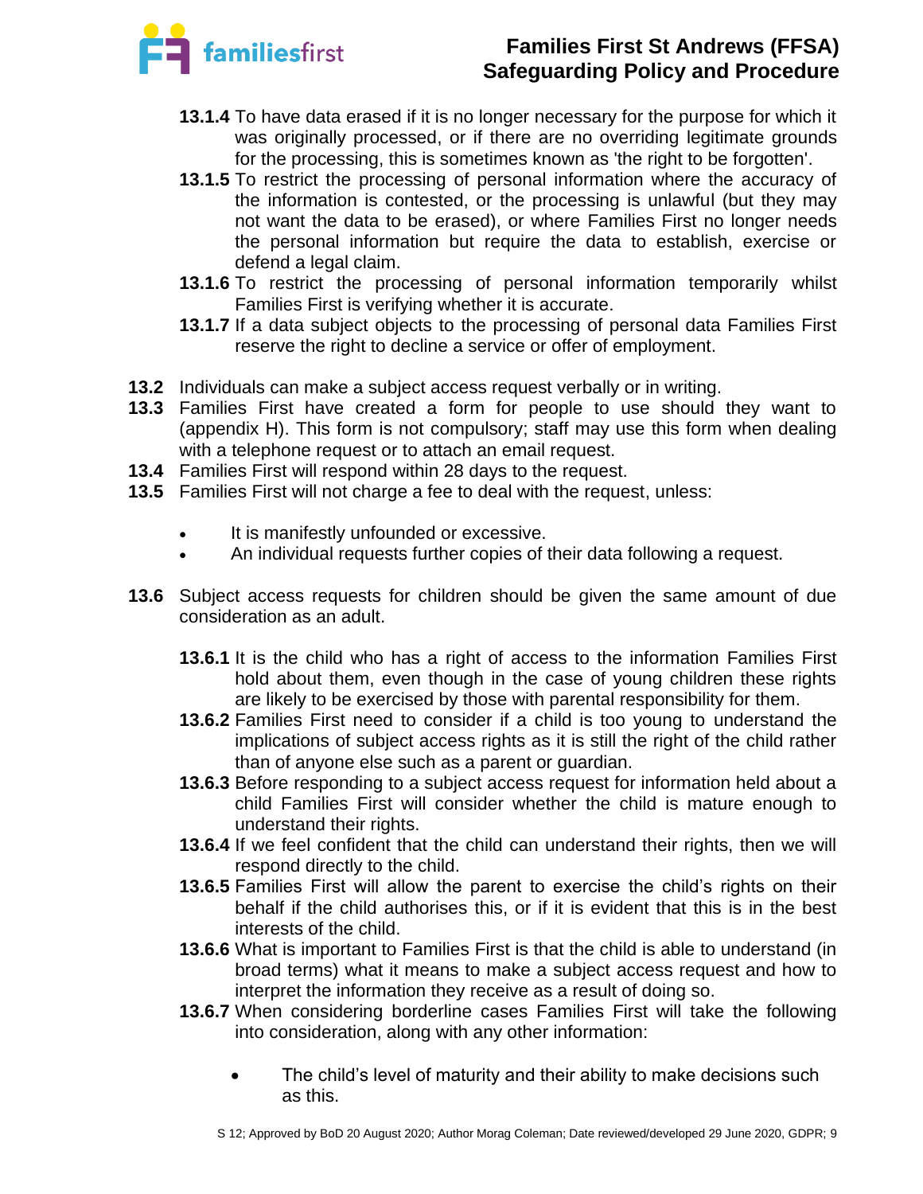**13.1.4** To have data erased if it is no longer necessary for the purpose for which it was originally processed, or if there are no overriding legitimate grounds for the processing, this is sometimes known as 'the right to be forgotten'.

**13.1.5** To restrict the processing of personal information where the accuracy of the information is contested, or the processing is unlawful (but they may not want the data to be erased), or where Families First no longer needs the personal information but require the data to establish, exercise or defend a legal claim.

**13.1.6** To restrict the processing of personal information temporarily whilst Families First is verifying whether it is accurate.

**13.1.7** If a data subject objects to the processing of personal data Families First reserve the right to decline a service or offer of employment.

**13.2** Individuals can make a subject access request verbally or in writing.

**13.3** Families First have created a form for people to use should they want to (appendix H). This form is not compulsory; staff may use this form when dealing with a telephone request or to attach an email request.

**13.4** Families First will respond within 28 days to the request.

**13.5** Families First will not charge a fee to deal with the request, unless:

- It is manifestly unfounded or excessive.
- An individual requests further copies of their data following a request.

**13.6** Subject access requests for children should be given the same amount of due consideration as an adult.

**13.6.1** It is the child who has a right of access to the information Families First hold about them, even though in the case of young children these rights are likely to be exercised by those with parental responsibility for them.

**13.6.2** Families First need to consider if a child is too young to understand the implications of subject access rights as it is still the right of the child rather than of anyone else such as a parent or guardian.

**13.6.3** Before responding to a subject access request for information held about a child Families First will consider whether the child is mature enough to understand their rights.

**13.6.4** If we feel confident that the child can understand their rights, then we will respond directly to the child.

**13.6.5** Families First will allow the parent to exercise the child's rights on their behalf if the child authorises this, or if it is evident that this is in the best interests of the child.

**13.6.6** What is important to Families First is that the child is able to understand (in broad terms) what it means to make a subject access request and how to interpret the information they receive as a result of doing so.

**13.6.7** When considering borderline cases Families First will take the following into consideration, along with any other information:

- The child's level of maturity and their ability to make decisions such as this.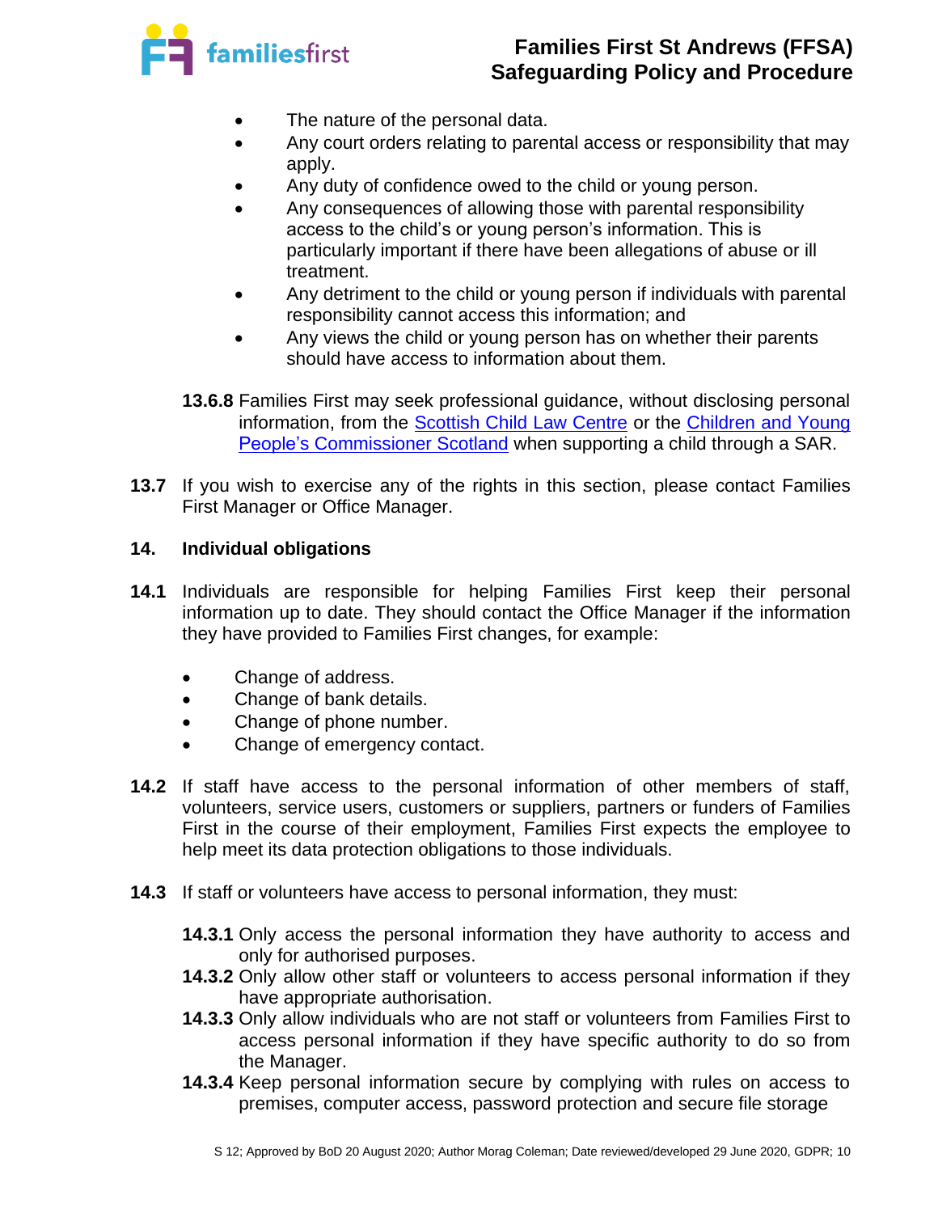- The nature of the personal data.
- Any court orders relating to parental access or responsibility that may apply.
- Any duty of confidence owed to the child or young person.
- Any consequences of allowing those with parental responsibility access to the child's or young person's information. This is particularly important if there have been allegations of abuse or ill treatment.
- Any detriment to the child or young person if individuals with parental responsibility cannot access this information; and
- Any views the child or young person has on whether their parents should have access to information about them.

**13.6.8** Families First may seek professional guidance, without disclosing personal information, from the Scottish Child Law Centre or the Children and Young People's Commissioner Scotland when supporting a child through a SAR.

**13.7** If you wish to exercise any of the rights in this section, please contact Families First Manager or Office Manager.

## 14. Individual obligations

**14.1** Individuals are responsible for helping Families First keep their personal information up to date. They should contact the Office Manager if the information they have provided to Families First changes, for example:

- Change of address.
- Change of bank details.
- Change of phone number.
- Change of emergency contact.

**14.2** If staff have access to the personal information of other members of staff, volunteers, service users, customers or suppliers, partners or funders of Families First in the course of their employment, Families First expects the employee to help meet its data protection obligations to those individuals.

**14.3** If staff or volunteers have access to personal information, they must:

**14.3.1** Only access the personal information they have authority to access and only for authorised purposes.

**14.3.2** Only allow other staff or volunteers to access personal information if they have appropriate authorisation.

**14.3.3** Only allow individuals who are not staff or volunteers from Families First to access personal information if they have specific authority to do so from the Manager.

**14.3.4** Keep personal information secure by complying with rules on access to premises, computer access, password protection and secure file storage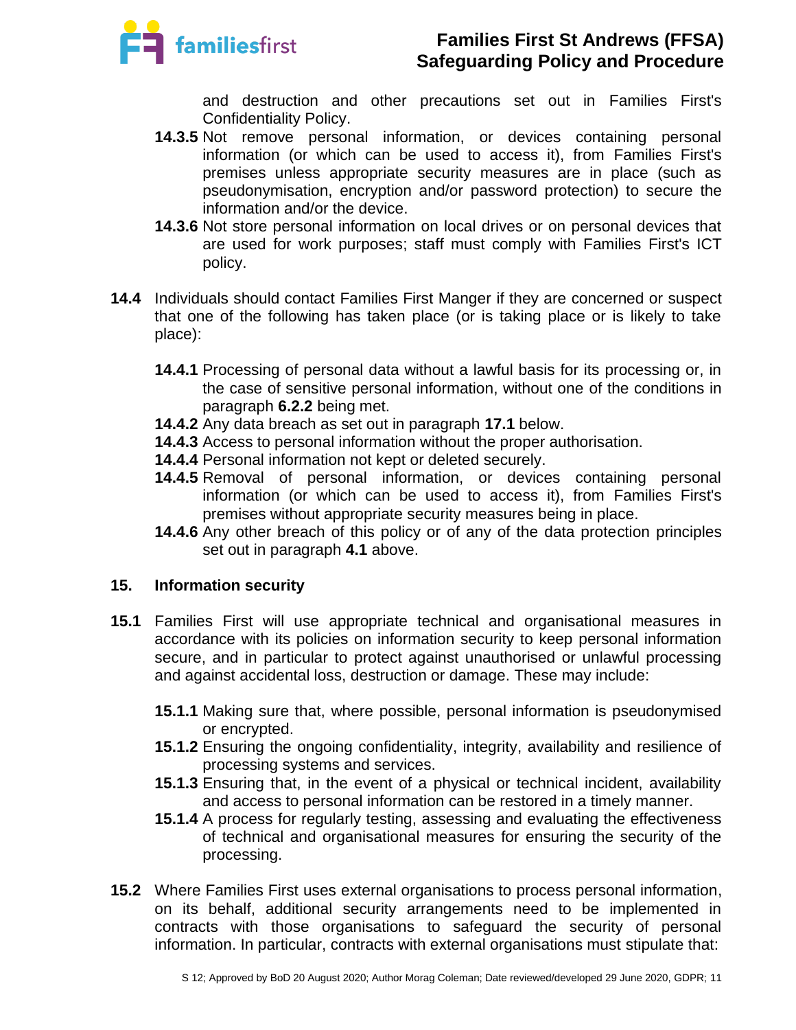and destruction and other precautions set out in Families First's Confidentiality Policy.

**14.3.5** Not remove personal information, or devices containing personal information (or which can be used to access it), from Families First's premises unless appropriate security measures are in place (such as pseudonymisation, encryption and/or password protection) to secure the information and/or the device.

**14.3.6** Not store personal information on local drives or on personal devices that are used for work purposes; staff must comply with Families First's ICT policy.

**14.4** Individuals should contact Families First Manger if they are concerned or suspect that one of the following has taken place (or is taking place or is likely to take place):

**14.4.1** Processing of personal data without a lawful basis for its processing or, in the case of sensitive personal information, without one of the conditions in paragraph **6.2.2** being met.

**14.4.2** Any data breach as set out in paragraph **17.1** below.

**14.4.3** Access to personal information without the proper authorisation.

**14.4.4** Personal information not kept or deleted securely.

**14.4.5** Removal of personal information, or devices containing personal information (or which can be used to access it), from Families First's premises without appropriate security measures being in place.

**14.4.6** Any other breach of this policy or of any of the data protection principles set out in paragraph **4.1** above.

## 15. Information security

**15.1** Families First will use appropriate technical and organisational measures in accordance with its policies on information security to keep personal information secure, and in particular to protect against unauthorised or unlawful processing and against accidental loss, destruction or damage. These may include:

**15.1.1** Making sure that, where possible, personal information is pseudonymised or encrypted.

**15.1.2** Ensuring the ongoing confidentiality, integrity, availability and resilience of processing systems and services.

**15.1.3** Ensuring that, in the event of a physical or technical incident, availability and access to personal information can be restored in a timely manner.

**15.1.4** A process for regularly testing, assessing and evaluating the effectiveness of technical and organisational measures for ensuring the security of the processing.

**15.2** Where Families First uses external organisations to process personal information, on its behalf, additional security arrangements need to be implemented in contracts with those organisations to safeguard the security of personal information. In particular, contracts with external organisations must stipulate that: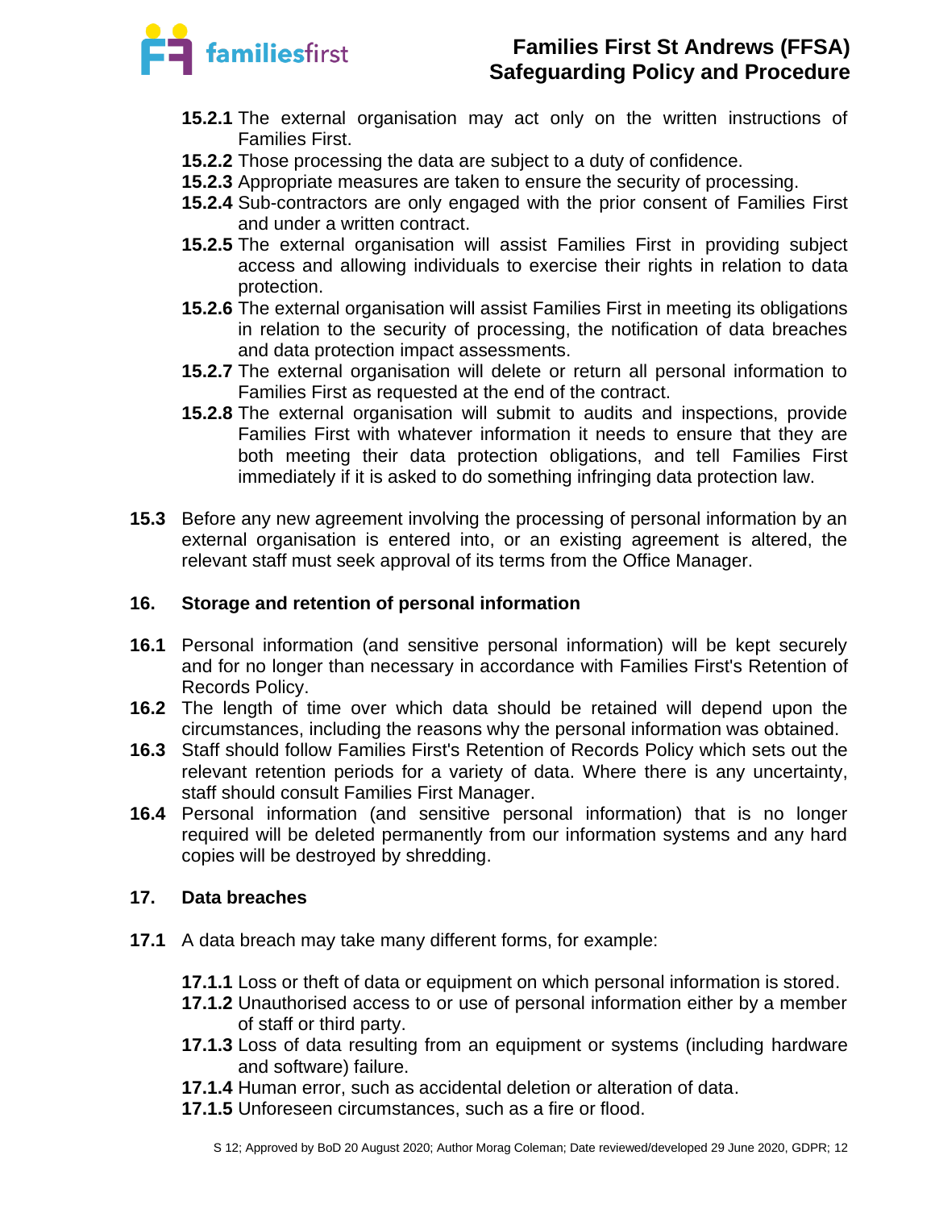**15.2.1** The external organisation may act only on the written instructions of Families First.

**15.2.2** Those processing the data are subject to a duty of confidence.

**15.2.3** Appropriate measures are taken to ensure the security of processing.

**15.2.4** Sub-contractors are only engaged with the prior consent of Families First and under a written contract.

**15.2.5** The external organisation will assist Families First in providing subject access and allowing individuals to exercise their rights in relation to data protection.

**15.2.6** The external organisation will assist Families First in meeting its obligations in relation to the security of processing, the notification of data breaches and data protection impact assessments.

**15.2.7** The external organisation will delete or return all personal information to Families First as requested at the end of the contract.

**15.2.8** The external organisation will submit to audits and inspections, provide Families First with whatever information it needs to ensure that they are both meeting their data protection obligations, and tell Families First immediately if it is asked to do something infringing data protection law.

**15.3** Before any new agreement involving the processing of personal information by an external organisation is entered into, or an existing agreement is altered, the relevant staff must seek approval of its terms from the Office Manager.

## 16. Storage and retention of personal information

**16.1** Personal information (and sensitive personal information) will be kept securely and for no longer than necessary in accordance with Families First's Retention of Records Policy.

**16.2** The length of time over which data should be retained will depend upon the circumstances, including the reasons why the personal information was obtained.

**16.3** Staff should follow Families First's Retention of Records Policy which sets out the relevant retention periods for a variety of data. Where there is any uncertainty, staff should consult Families First Manager.

**16.4** Personal information (and sensitive personal information) that is no longer required will be deleted permanently from our information systems and any hard copies will be destroyed by shredding.

## 17. Data breaches

**17.1** A data breach may take many different forms, for example:

**17.1.1** Loss or theft of data or equipment on which personal information is stored.

**17.1.2** Unauthorised access to or use of personal information either by a member of staff or third party.

**17.1.3** Loss of data resulting from an equipment or systems (including hardware and software) failure.

**17.1.4** Human error, such as accidental deletion or alteration of data.

**17.1.5** Unforeseen circumstances, such as a fire or flood.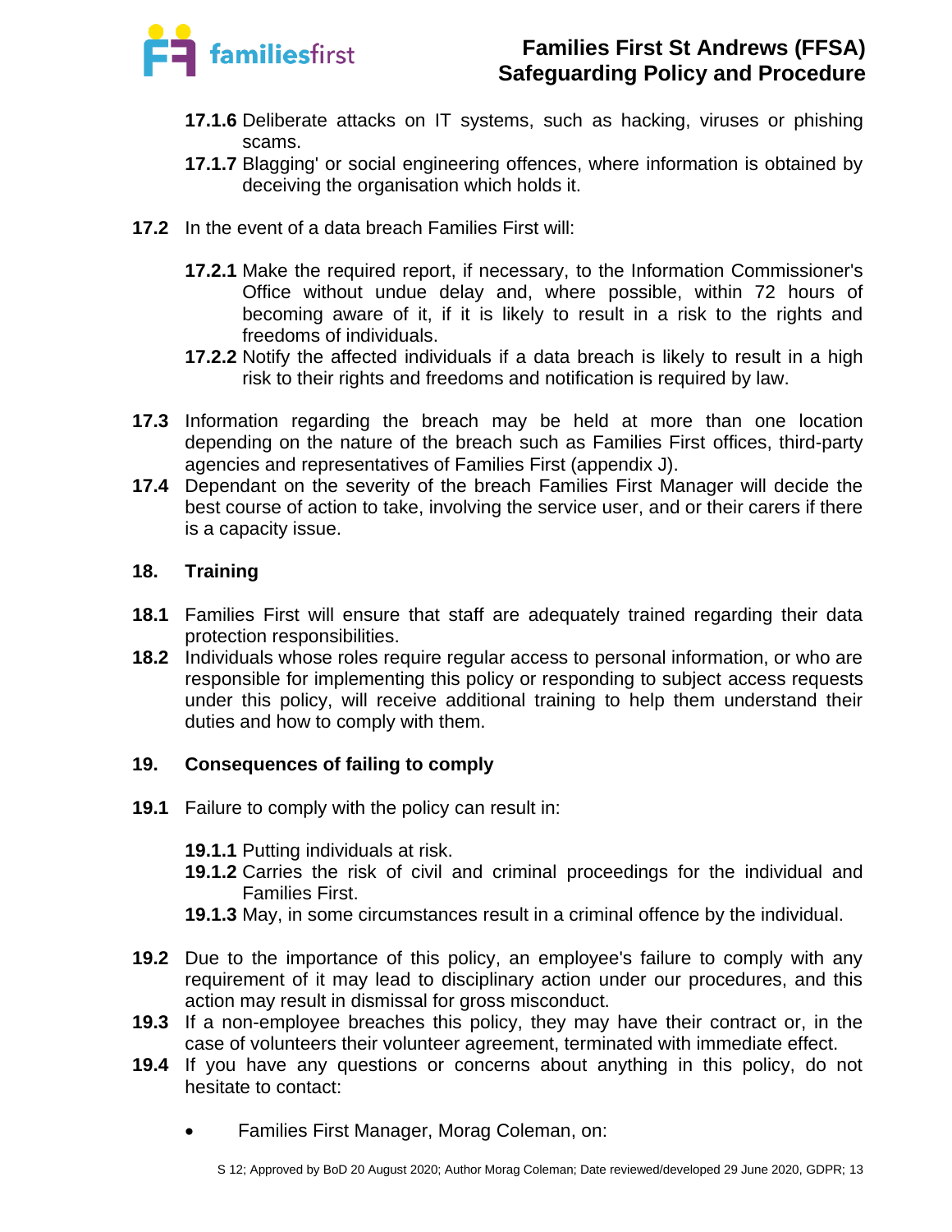**17.1.6** Deliberate attacks on IT systems, such as hacking, viruses or phishing scams.

**17.1.7** Blagging' or social engineering offences, where information is obtained by deceiving the organisation which holds it.

**17.2** In the event of a data breach Families First will:

**17.2.1** Make the required report, if necessary, to the Information Commissioner's Office without undue delay and, where possible, within 72 hours of becoming aware of it, if it is likely to result in a risk to the rights and freedoms of individuals.

**17.2.2** Notify the affected individuals if a data breach is likely to result in a high risk to their rights and freedoms and notification is required by law.

**17.3** Information regarding the breach may be held at more than one location depending on the nature of the breach such as Families First offices, third-party agencies and representatives of Families First (appendix J).

**17.4** Dependant on the severity of the breach Families First Manager will decide the best course of action to take, involving the service user, and or their carers if there is a capacity issue.

## 18. Training

**18.1** Families First will ensure that staff are adequately trained regarding their data protection responsibilities.

**18.2** Individuals whose roles require regular access to personal information, or who are responsible for implementing this policy or responding to subject access requests under this policy, will receive additional training to help them understand their duties and how to comply with them.

## 19. Consequences of failing to comply

**19.1** Failure to comply with the policy can result in:

**19.1.1** Putting individuals at risk.

**19.1.2** Carries the risk of civil and criminal proceedings for the individual and Families First.

**19.1.3** May, in some circumstances result in a criminal offence by the individual.

**19.2** Due to the importance of this policy, an employee's failure to comply with any requirement of it may lead to disciplinary action under our procedures, and this action may result in dismissal for gross misconduct.

**19.3** If a non-employee breaches this policy, they may have their contract or, in the case of volunteers their volunteer agreement, terminated with immediate effect.

**19.4** If you have any questions or concerns about anything in this policy, do not hesitate to contact:

- Families First Manager, Morag Coleman, on: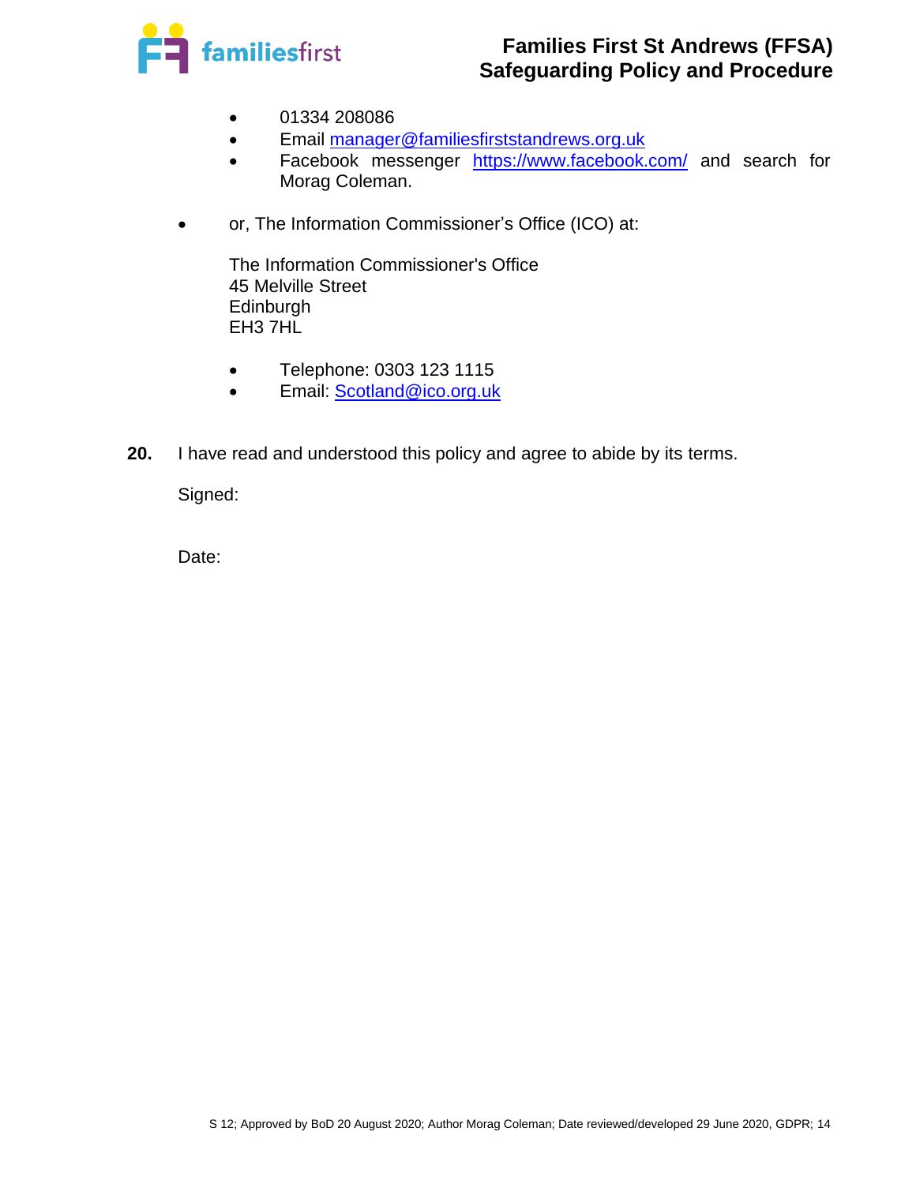- 01334 208086
- Email manager@familiesfirststandrews.org.uk
- Facebook messenger https://www.facebook.com/ and search for Morag Coleman.

- or, The Information Commissioner's Office (ICO) at:

  The Information Commissioner's Office
  45 Melville Street
  Edinburgh
  EH3 7HL

  - Telephone: 0303 123 1115
  - Email: Scotland@ico.org.uk

**20.** I have read and understood this policy and agree to abide by its terms.

Signed:

Date: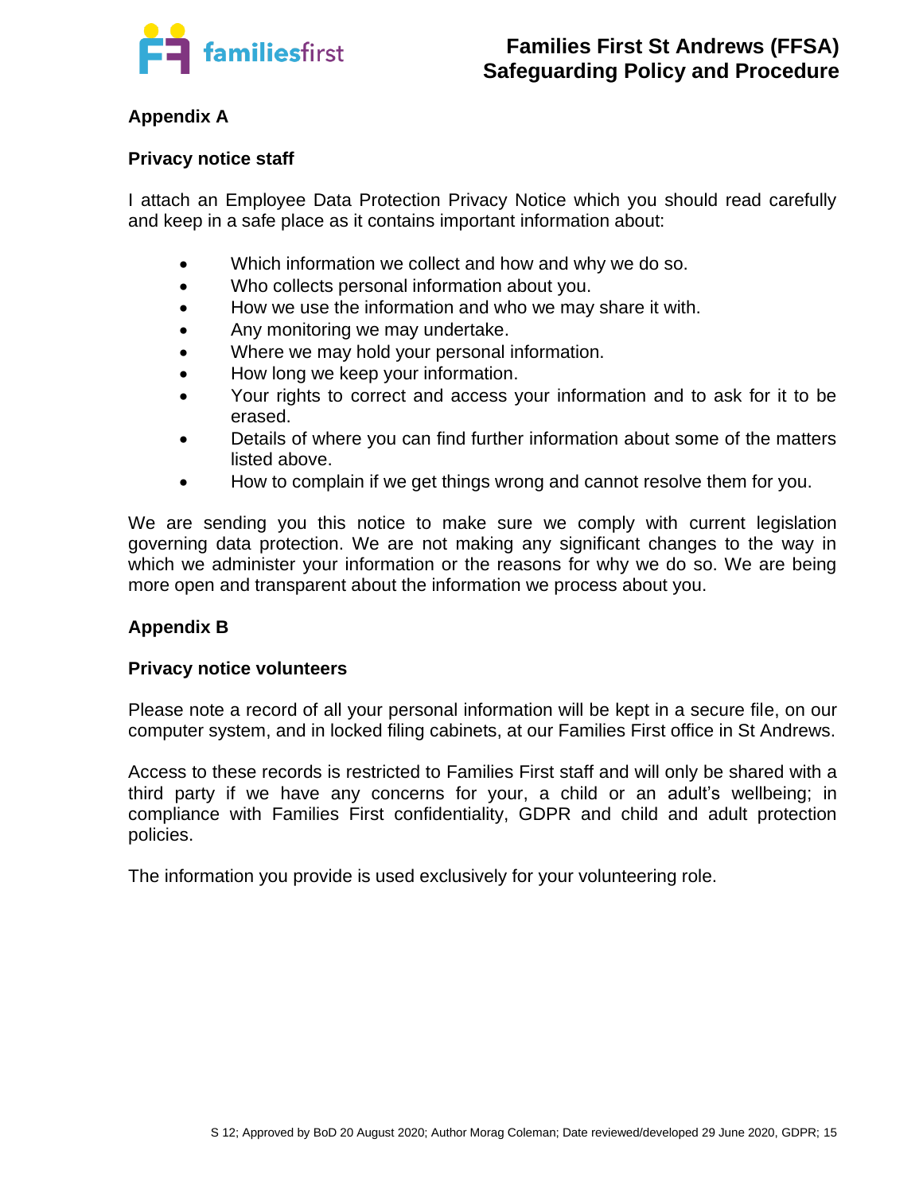## Appendix A

### Privacy notice staff

I attach an Employee Data Protection Privacy Notice which you should read carefully and keep in a safe place as it contains important information about:

- Which information we collect and how and why we do so.
- Who collects personal information about you.
- How we use the information and who we may share it with.
- Any monitoring we may undertake.
- Where we may hold your personal information.
- How long we keep your information.
- Your rights to correct and access your information and to ask for it to be erased.
- Details of where you can find further information about some of the matters listed above.
- How to complain if we get things wrong and cannot resolve them for you.

We are sending you this notice to make sure we comply with current legislation governing data protection. We are not making any significant changes to the way in which we administer your information or the reasons for why we do so. We are being more open and transparent about the information we process about you.

## Appendix B

### Privacy notice volunteers

Please note a record of all your personal information will be kept in a secure file, on our computer system, and in locked filing cabinets, at our Families First office in St Andrews.

Access to these records is restricted to Families First staff and will only be shared with a third party if we have any concerns for your, a child or an adult's wellbeing; in compliance with Families First confidentiality, GDPR and child and adult protection policies.

The information you provide is used exclusively for your volunteering role.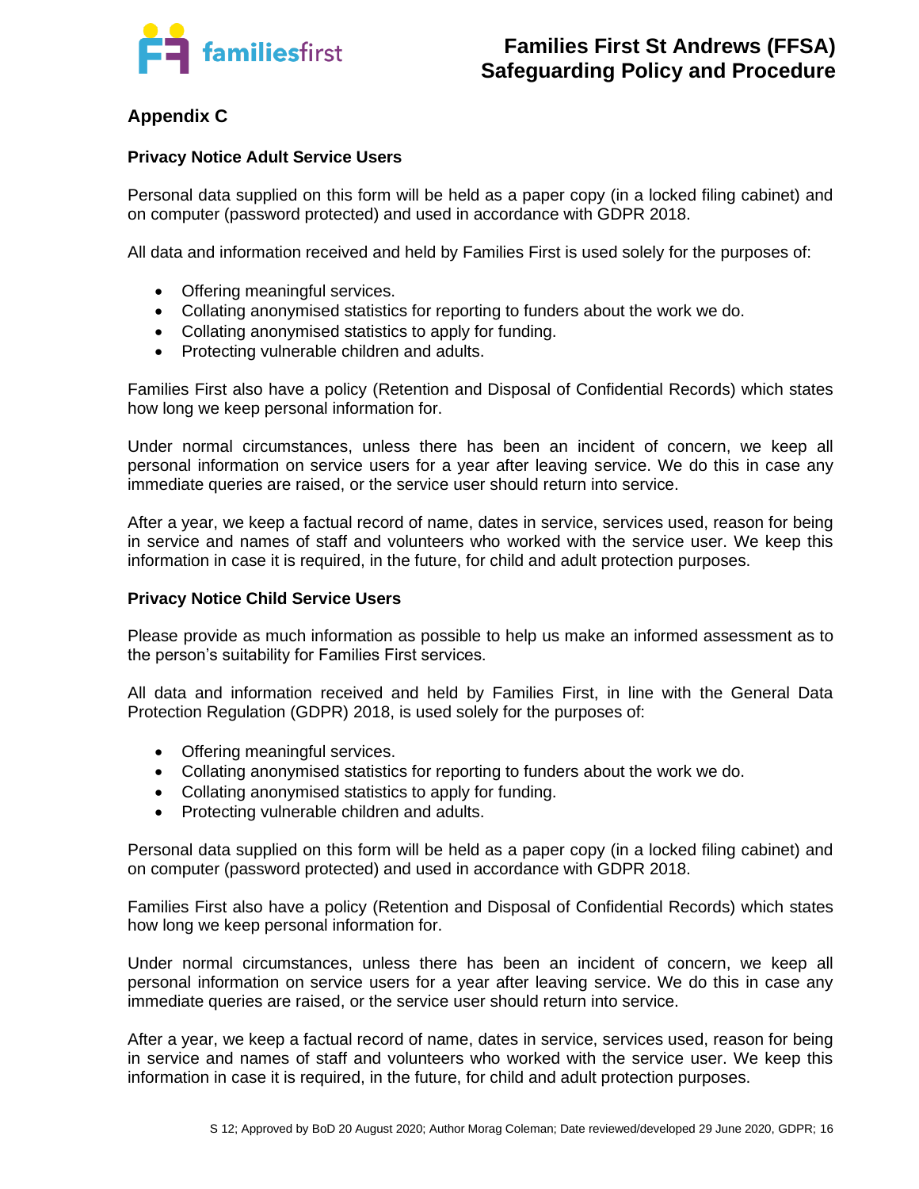## Appendix C

### Privacy Notice Adult Service Users

Personal data supplied on this form will be held as a paper copy (in a locked filing cabinet) and on computer (password protected) and used in accordance with GDPR 2018.

All data and information received and held by Families First is used solely for the purposes of:

- Offering meaningful services.
- Collating anonymised statistics for reporting to funders about the work we do.
- Collating anonymised statistics to apply for funding.
- Protecting vulnerable children and adults.

Families First also have a policy (Retention and Disposal of Confidential Records) which states how long we keep personal information for.

Under normal circumstances, unless there has been an incident of concern, we keep all personal information on service users for a year after leaving service. We do this in case any immediate queries are raised, or the service user should return into service.

After a year, we keep a factual record of name, dates in service, services used, reason for being in service and names of staff and volunteers who worked with the service user. We keep this information in case it is required, in the future, for child and adult protection purposes.

### Privacy Notice Child Service Users

Please provide as much information as possible to help us make an informed assessment as to the person's suitability for Families First services.

All data and information received and held by Families First, in line with the General Data Protection Regulation (GDPR) 2018, is used solely for the purposes of:

- Offering meaningful services.
- Collating anonymised statistics for reporting to funders about the work we do.
- Collating anonymised statistics to apply for funding.
- Protecting vulnerable children and adults.

Personal data supplied on this form will be held as a paper copy (in a locked filing cabinet) and on computer (password protected) and used in accordance with GDPR 2018.

Families First also have a policy (Retention and Disposal of Confidential Records) which states how long we keep personal information for.

Under normal circumstances, unless there has been an incident of concern, we keep all personal information on service users for a year after leaving service. We do this in case any immediate queries are raised, or the service user should return into service.

After a year, we keep a factual record of name, dates in service, services used, reason for being in service and names of staff and volunteers who worked with the service user. We keep this information in case it is required, in the future, for child and adult protection purposes.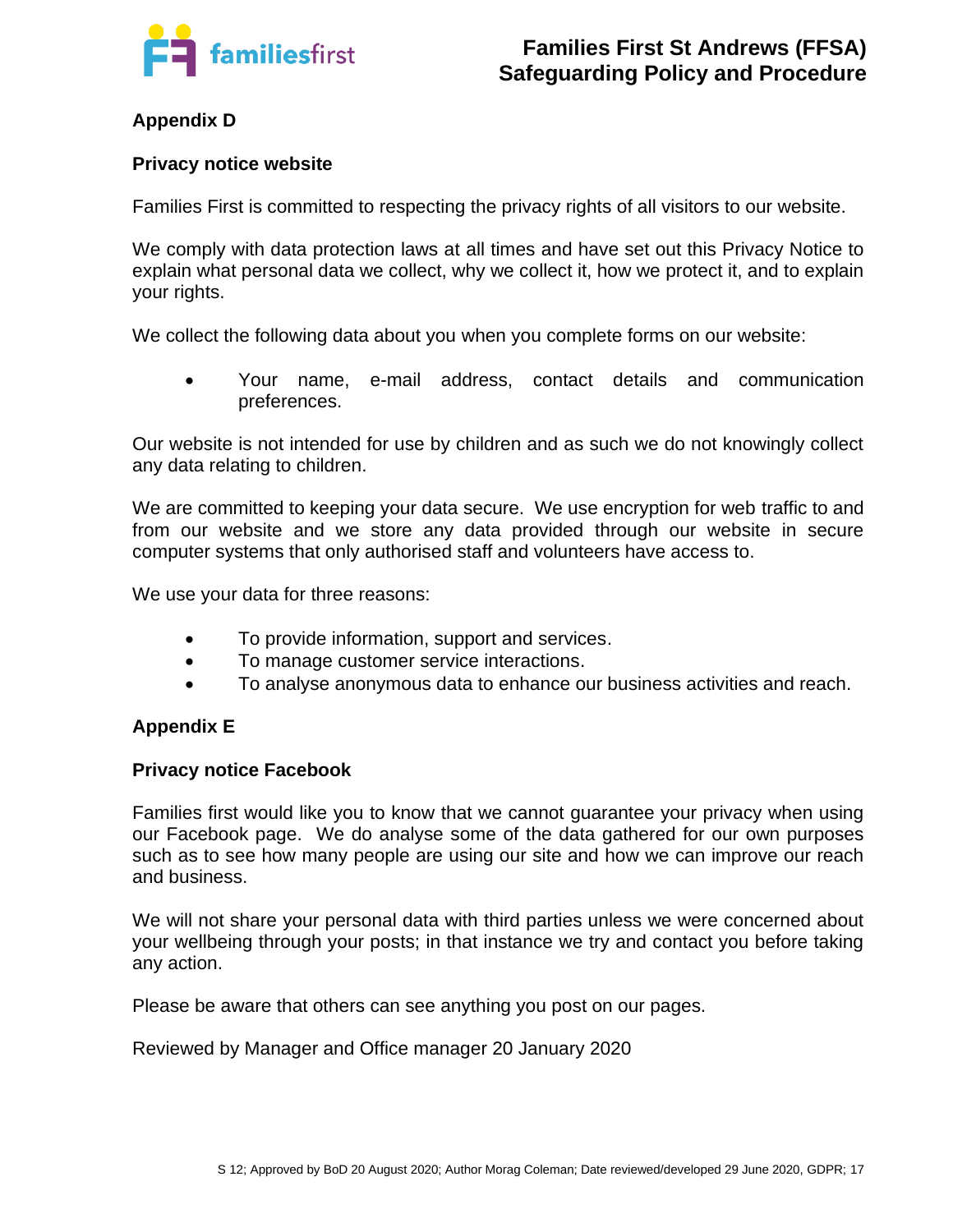## Appendix D

### Privacy notice website

Families First is committed to respecting the privacy rights of all visitors to our website.

We comply with data protection laws at all times and have set out this Privacy Notice to explain what personal data we collect, why we collect it, how we protect it, and to explain your rights.

We collect the following data about you when you complete forms on our website:

- Your name, e-mail address, contact details and communication preferences.

Our website is not intended for use by children and as such we do not knowingly collect any data relating to children.

We are committed to keeping your data secure. We use encryption for web traffic to and from our website and we store any data provided through our website in secure computer systems that only authorised staff and volunteers have access to.

We use your data for three reasons:

- To provide information, support and services.
- To manage customer service interactions.
- To analyse anonymous data to enhance our business activities and reach.

## Appendix E

### Privacy notice Facebook

Families first would like you to know that we cannot guarantee your privacy when using our Facebook page. We do analyse some of the data gathered for our own purposes such as to see how many people are using our site and how we can improve our reach and business.

We will not share your personal data with third parties unless we were concerned about your wellbeing through your posts; in that instance we try and contact you before taking any action.

Please be aware that others can see anything you post on our pages.

Reviewed by Manager and Office manager 20 January 2020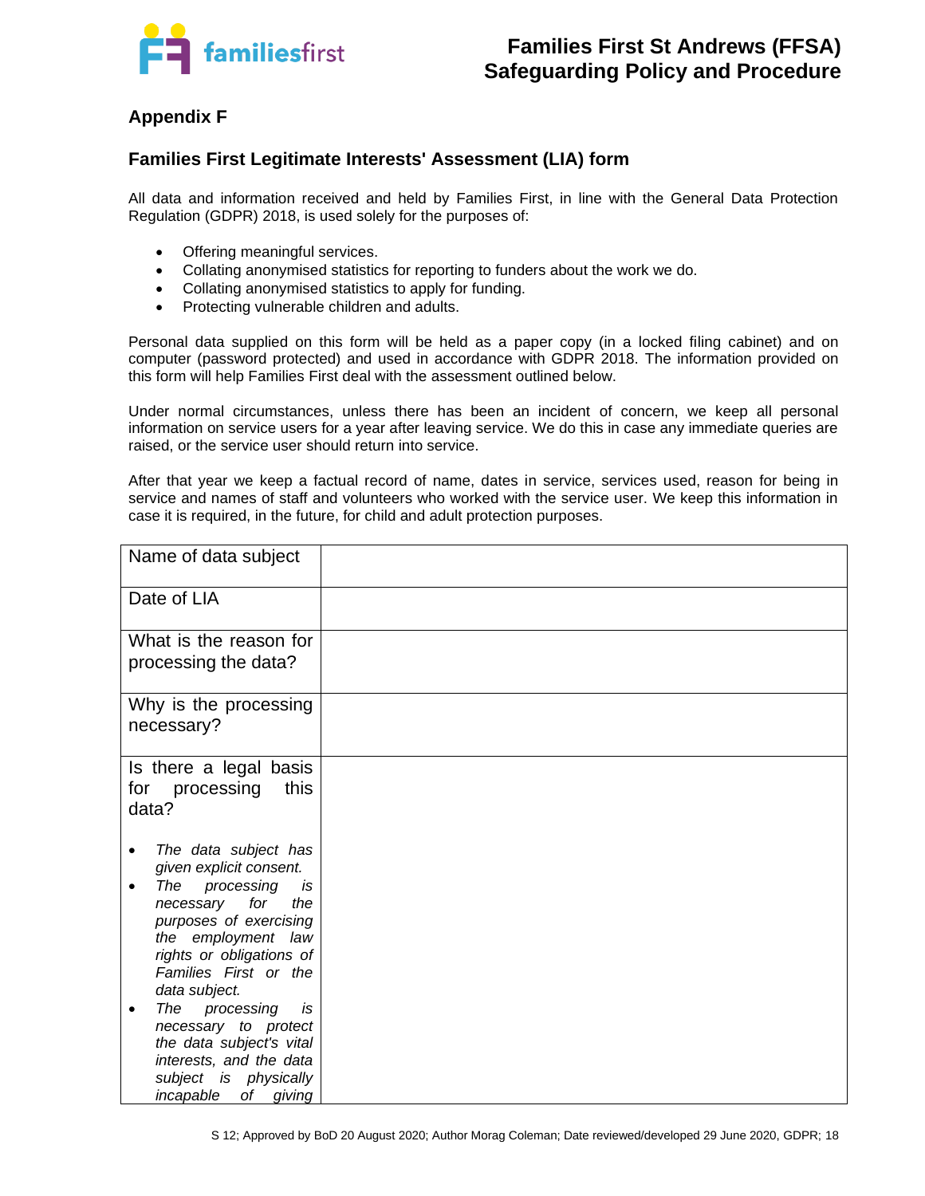## Appendix F

## Families First Legitimate Interests' Assessment (LIA) form

All data and information received and held by Families First, in line with the General Data Protection Regulation (GDPR) 2018, is used solely for the purposes of:

- Offering meaningful services.
- Collating anonymised statistics for reporting to funders about the work we do.
- Collating anonymised statistics to apply for funding.
- Protecting vulnerable children and adults.

Personal data supplied on this form will be held as a paper copy (in a locked filing cabinet) and on computer (password protected) and used in accordance with GDPR 2018. The information provided on this form will help Families First deal with the assessment outlined below.

Under normal circumstances, unless there has been an incident of concern, we keep all personal information on service users for a year after leaving service. We do this in case any immediate queries are raised, or the service user should return into service.

After that year we keep a factual record of name, dates in service, services used, reason for being in service and names of staff and volunteers who worked with the service user. We keep this information in case it is required, in the future, for child and adult protection purposes.

| | |
|---|---|
| Name of data subject | |
| Date of LIA | |
| What is the reason for processing the data? | |
| Why is the processing necessary? | |
| Is there a legal basis for processing this data?<br><br>• *The data subject has given explicit consent.*<br>• *The processing is necessary for the purposes of exercising the employment law rights or obligations of Families First or the data subject.*<br>• *The processing is necessary to protect the data subject's vital interests, and the data subject is physically incapable of giving* | |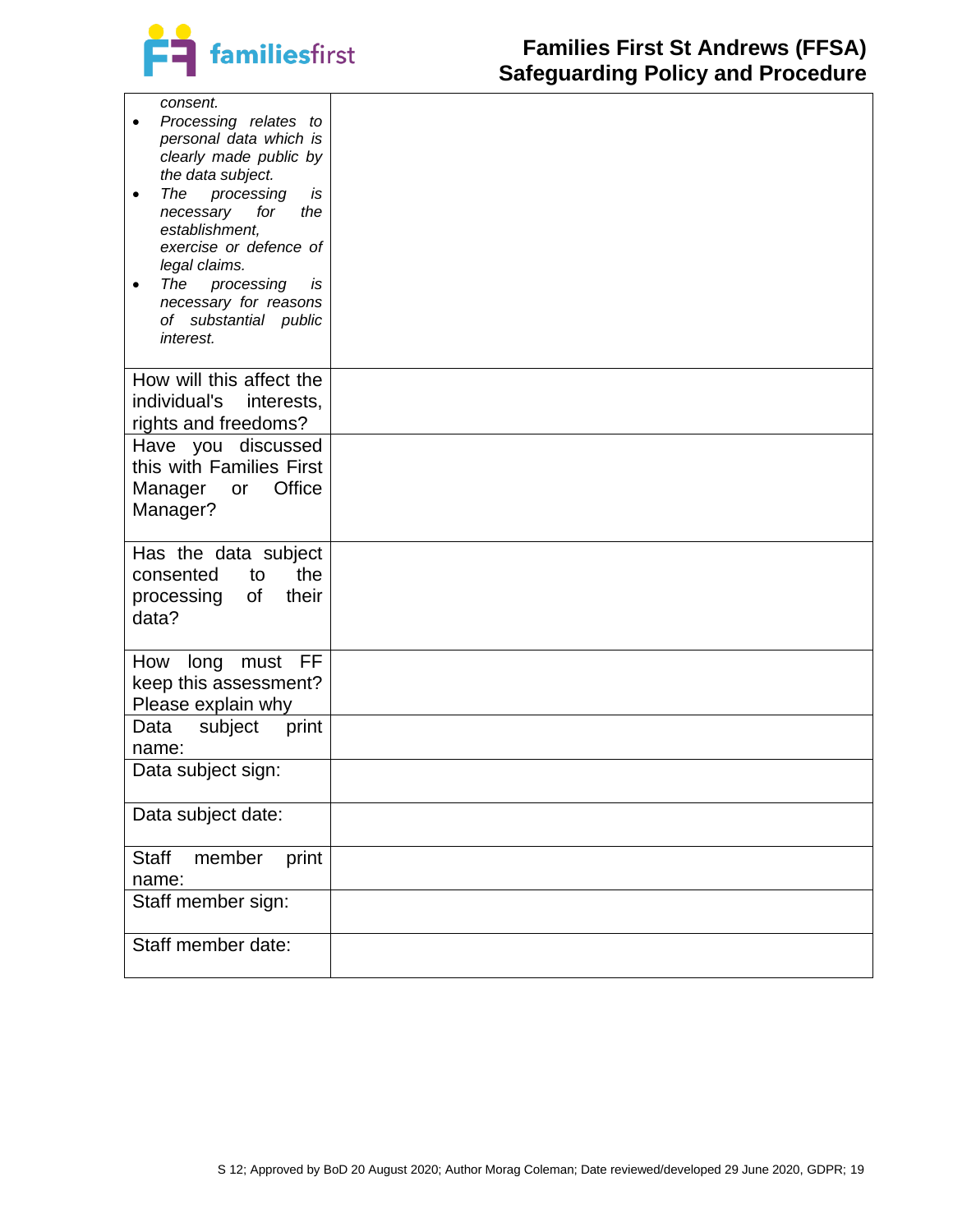| | |
|---|---|
| *consent.*<br>• *Processing relates to personal data which is clearly made public by the data subject.*<br>• *The processing is necessary for the establishment, exercise or defence of legal claims.*<br>• *The processing is necessary for reasons of substantial public interest.* | |
| How will this affect the individual's interests, rights and freedoms? | |
| Have you discussed this with Families First Manager or Office Manager? | |
| Has the data subject consented to the processing of their data? | |
| How long must FF keep this assessment? Please explain why | |
| Data subject print name: | |
| Data subject sign: | |
| Data subject date: | |
| Staff member print name: | |
| Staff member sign: | |
| Staff member date: | |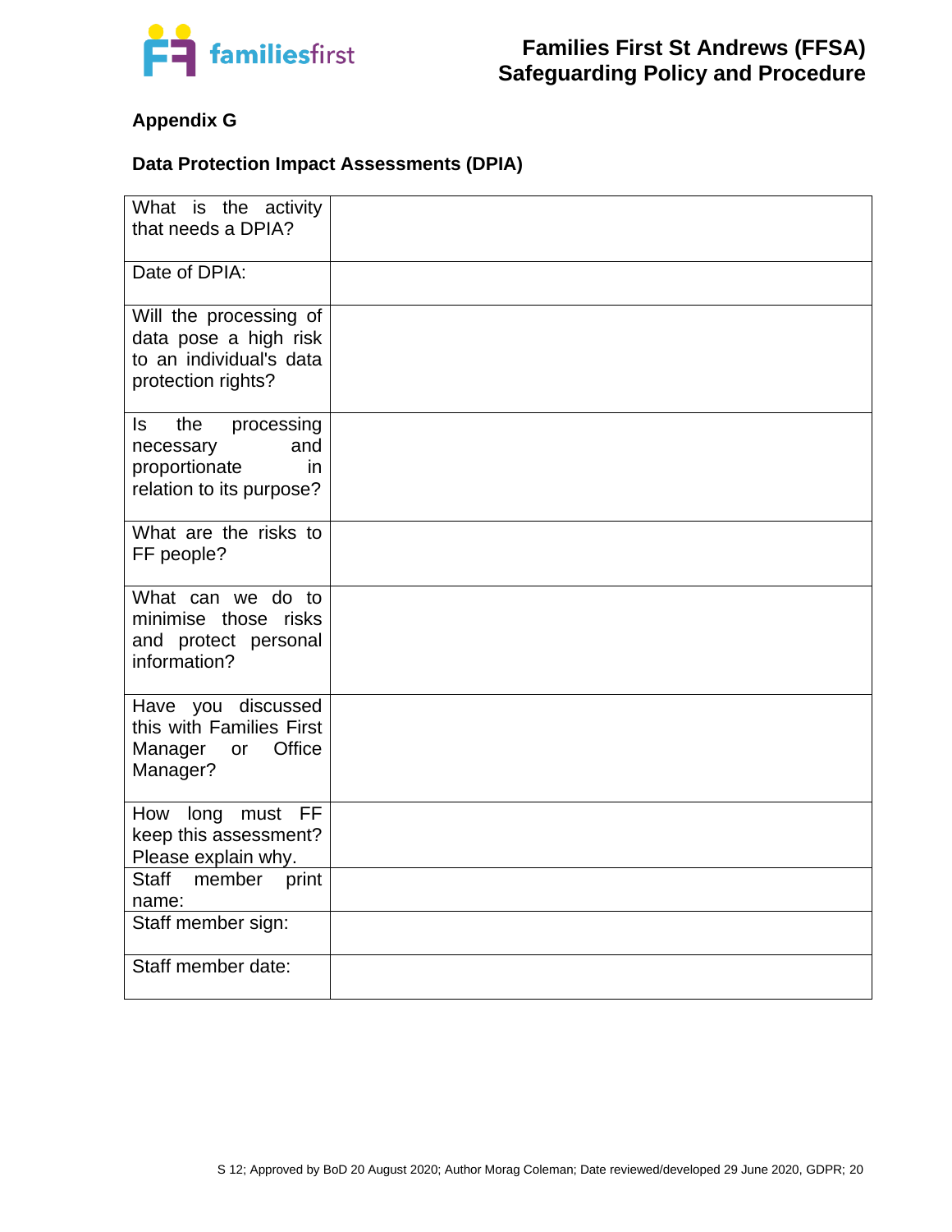## Appendix G

### Data Protection Impact Assessments (DPIA)

| | |
|---|---|
| What is the activity that needs a DPIA? | |
| Date of DPIA: | |
| Will the processing of data pose a high risk to an individual's data protection rights? | |
| Is the processing necessary and proportionate in relation to its purpose? | |
| What are the risks to FF people? | |
| What can we do to minimise those risks and protect personal information? | |
| Have you discussed this with Families First Manager or Office Manager? | |
| How long must FF keep this assessment? Please explain why. | |
| Staff member print name: | |
| Staff member sign: | |
| Staff member date: | |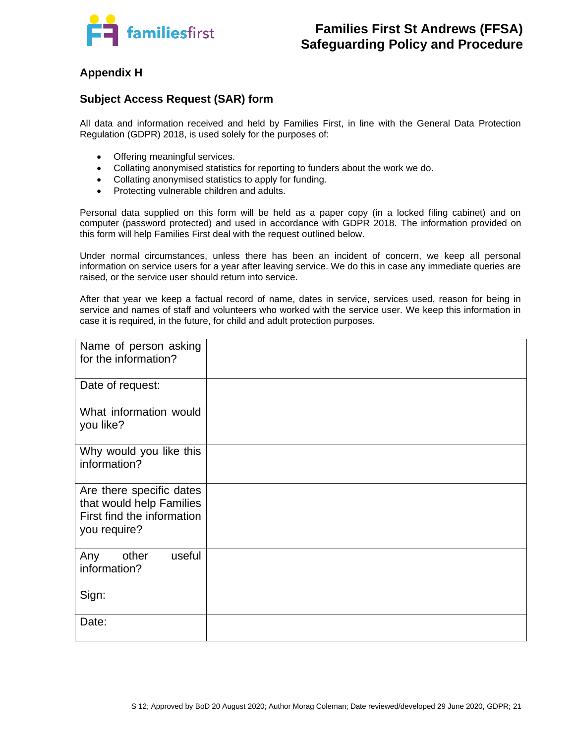## Appendix H

## Subject Access Request (SAR) form

All data and information received and held by Families First, in line with the General Data Protection Regulation (GDPR) 2018, is used solely for the purposes of:

- Offering meaningful services.
- Collating anonymised statistics for reporting to funders about the work we do.
- Collating anonymised statistics to apply for funding.
- Protecting vulnerable children and adults.

Personal data supplied on this form will be held as a paper copy (in a locked filing cabinet) and on computer (password protected) and used in accordance with GDPR 2018. The information provided on this form will help Families First deal with the request outlined below.

Under normal circumstances, unless there has been an incident of concern, we keep all personal information on service users for a year after leaving service. We do this in case any immediate queries are raised, or the service user should return into service.

After that year we keep a factual record of name, dates in service, services used, reason for being in service and names of staff and volunteers who worked with the service user. We keep this information in case it is required, in the future, for child and adult protection purposes.

| | |
|---|---|
| Name of person asking for the information? | |
| Date of request: | |
| What information would you like? | |
| Why would you like this information? | |
| Are there specific dates that would help Families First find the information you require? | |
| Any other useful information? | |
| Sign: | |
| Date: | |

S 12; Approved by BoD 20 August 2020; Author Morag Coleman; Date reviewed/developed 29 June 2020, GDPR; 21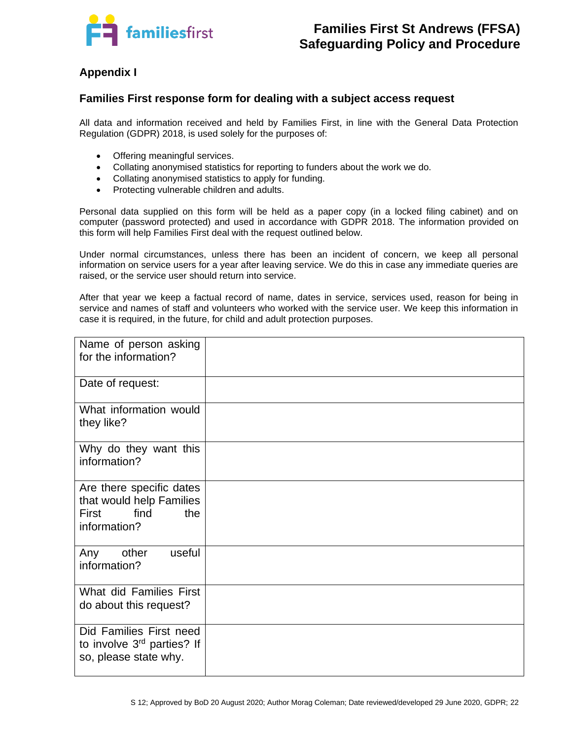## Appendix I

### Families First response form for dealing with a subject access request

All data and information received and held by Families First, in line with the General Data Protection Regulation (GDPR) 2018, is used solely for the purposes of:

- Offering meaningful services.
- Collating anonymised statistics for reporting to funders about the work we do.
- Collating anonymised statistics to apply for funding.
- Protecting vulnerable children and adults.

Personal data supplied on this form will be held as a paper copy (in a locked filing cabinet) and on computer (password protected) and used in accordance with GDPR 2018. The information provided on this form will help Families First deal with the request outlined below.

Under normal circumstances, unless there has been an incident of concern, we keep all personal information on service users for a year after leaving service. We do this in case any immediate queries are raised, or the service user should return into service.

After that year we keep a factual record of name, dates in service, services used, reason for being in service and names of staff and volunteers who worked with the service user. We keep this information in case it is required, in the future, for child and adult protection purposes.

| | |
|---|---|
| Name of person asking for the information? | |
| Date of request: | |
| What information would they like? | |
| Why do they want this information? | |
| Are there specific dates that would help Families First find the information? | |
| Any other useful information? | |
| What did Families First do about this request? | |
| Did Families First need to involve 3rd parties? If so, please state why. | |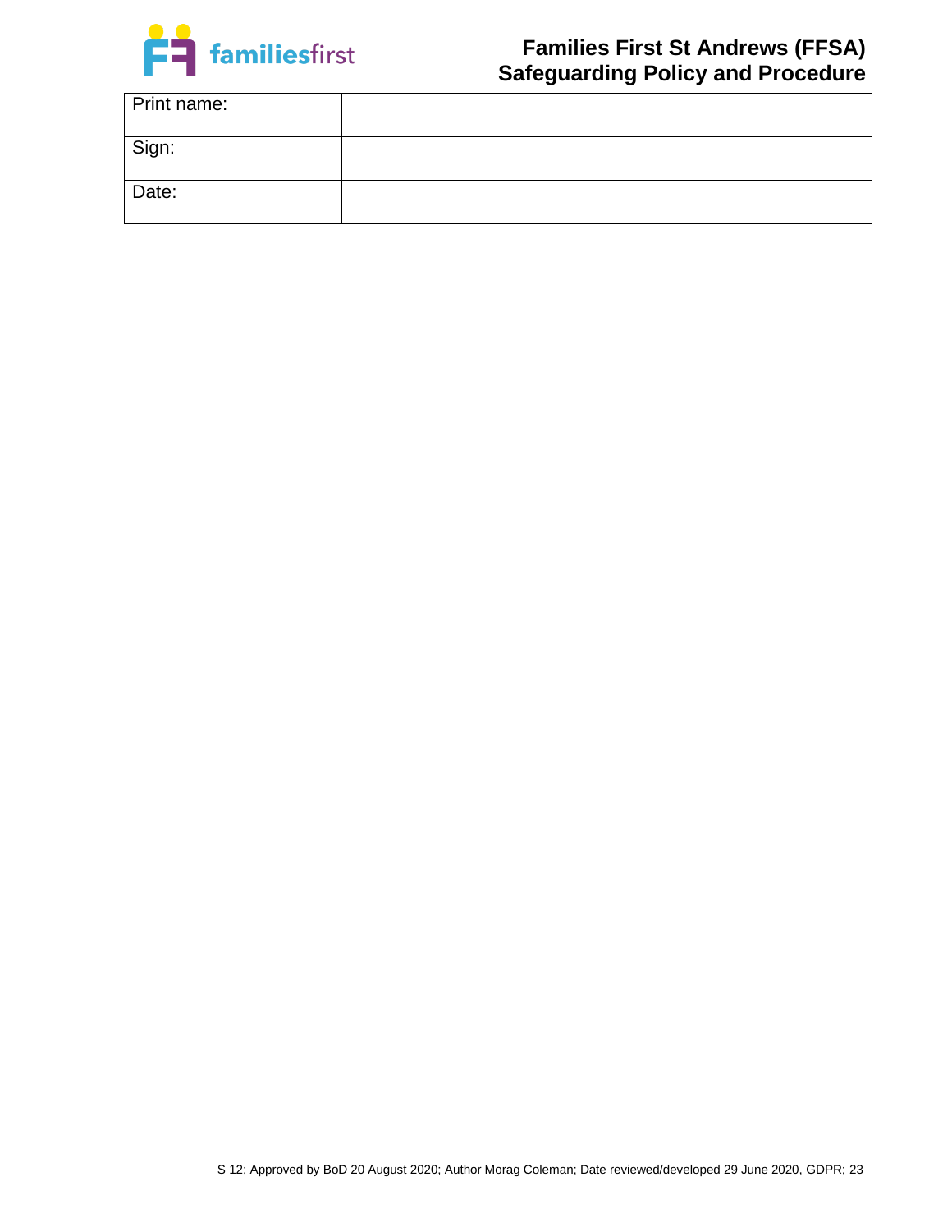| Print name: | |
|---|---|
| Sign: | |
| Date: | |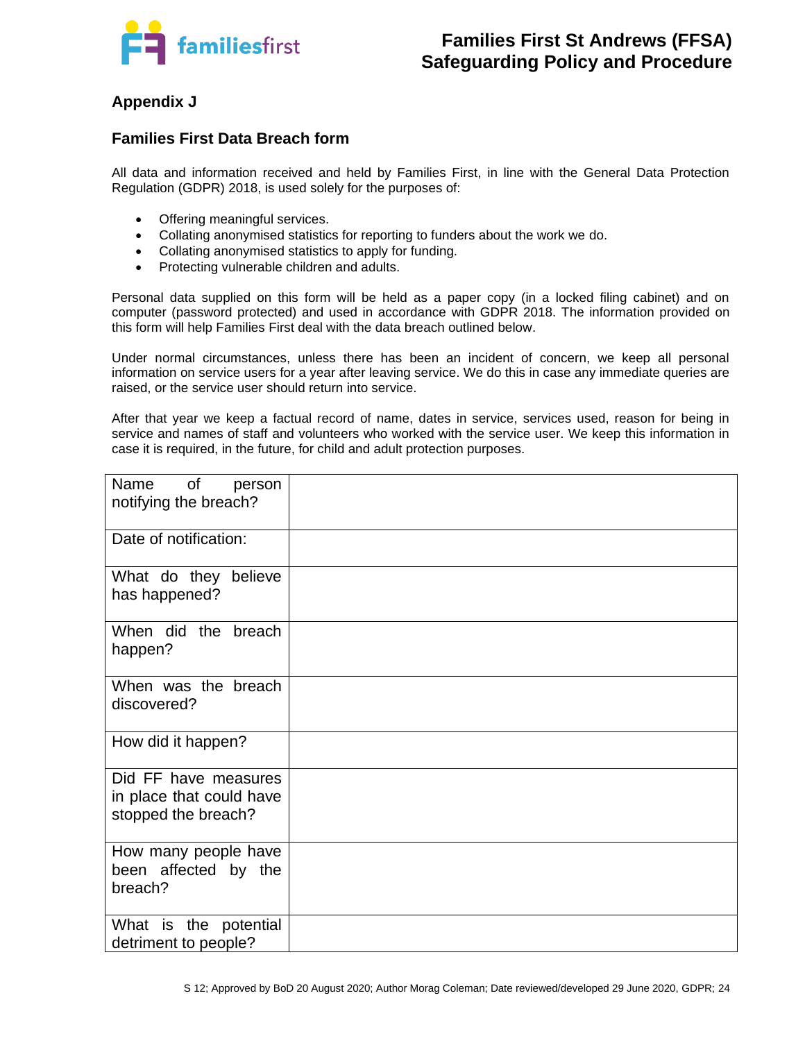## Appendix J

## Families First Data Breach form

All data and information received and held by Families First, in line with the General Data Protection Regulation (GDPR) 2018, is used solely for the purposes of:

- Offering meaningful services.
- Collating anonymised statistics for reporting to funders about the work we do.
- Collating anonymised statistics to apply for funding.
- Protecting vulnerable children and adults.

Personal data supplied on this form will be held as a paper copy (in a locked filing cabinet) and on computer (password protected) and used in accordance with GDPR 2018. The information provided on this form will help Families First deal with the data breach outlined below.

Under normal circumstances, unless there has been an incident of concern, we keep all personal information on service users for a year after leaving service. We do this in case any immediate queries are raised, or the service user should return into service.

After that year we keep a factual record of name, dates in service, services used, reason for being in service and names of staff and volunteers who worked with the service user. We keep this information in case it is required, in the future, for child and adult protection purposes.

| | |
|---|---|
| Name of person notifying the breach? | |
| Date of notification: | |
| What do they believe has happened? | |
| When did the breach happen? | |
| When was the breach discovered? | |
| How did it happen? | |
| Did FF have measures in place that could have stopped the breach? | |
| How many people have been affected by the breach? | |
| What is the potential detriment to people? | |

S 12; Approved by BoD 20 August 2020; Author Morag Coleman; Date reviewed/developed 29 June 2020, GDPR; 24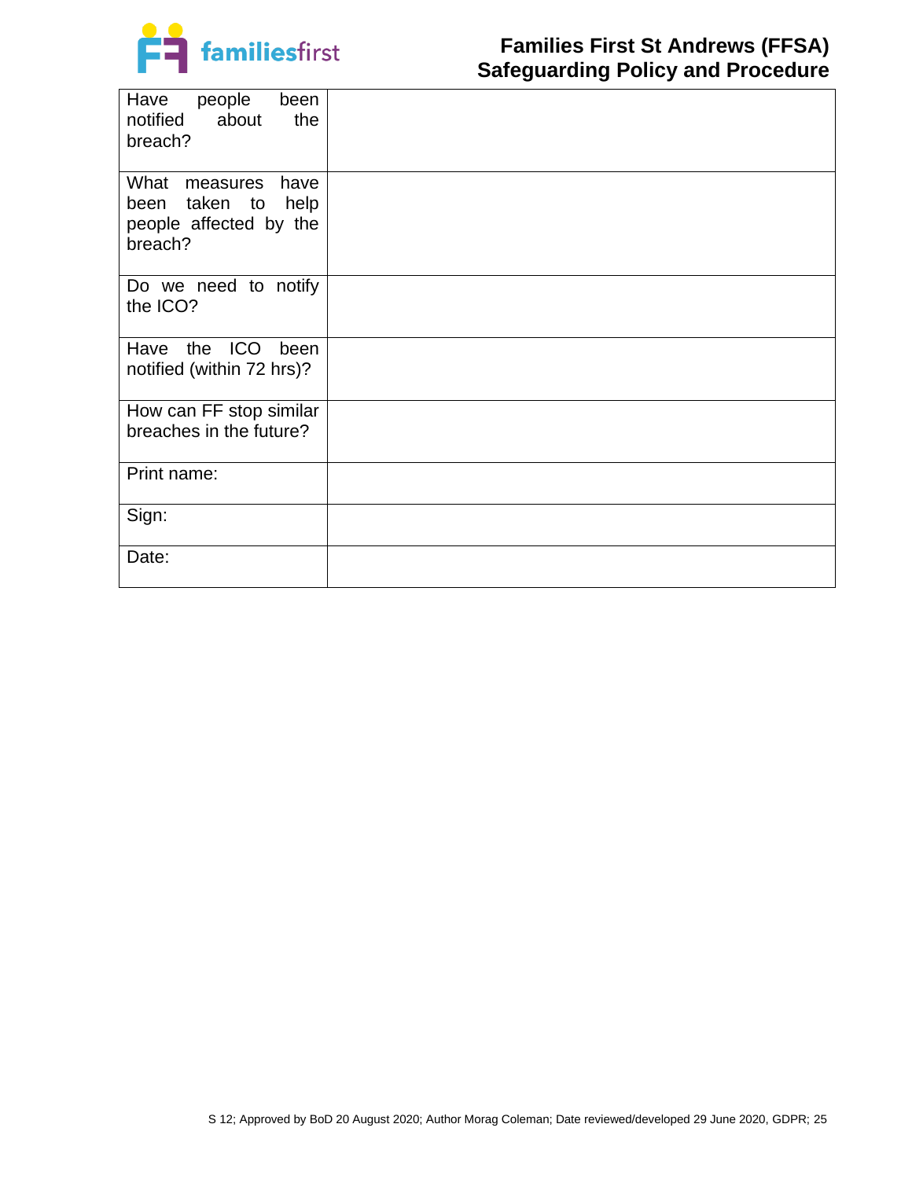| | |
|---|---|
| Have people been notified about the breach? | |
| What measures have been taken to help people affected by the breach? | |
| Do we need to notify the ICO? | |
| Have the ICO been notified (within 72 hrs)? | |
| How can FF stop similar breaches in the future? | |
| Print name: | |
| Sign: | |
| Date: | |